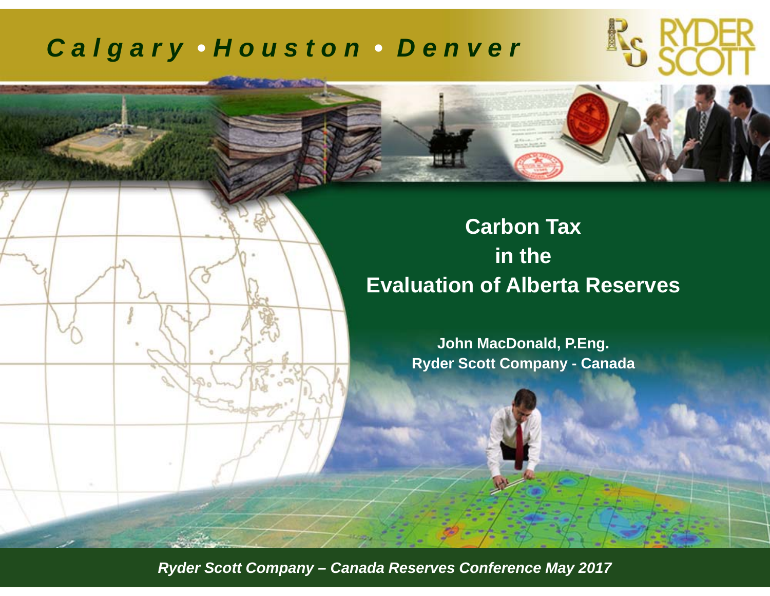*Calgary • Houston • Denver*

RYDER SCOTT

# Carbon Tax in the Evaluation of Alberta Reserves

**John MacDonald, P.Eng.**
**Ryder Scott Company - Canada**

*Ryder Scott Company – Canada Reserves Conference May 2017*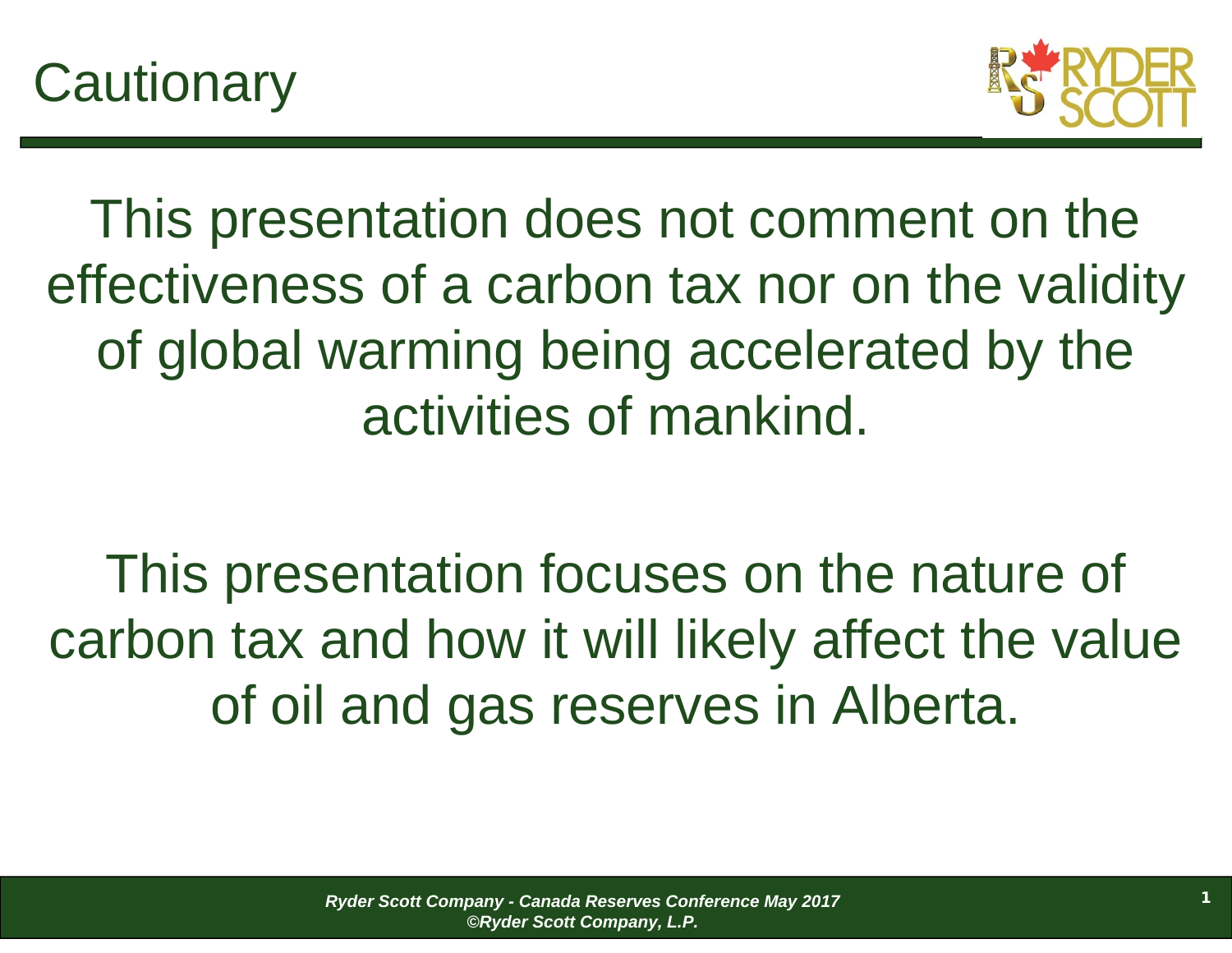# Cautionary

This presentation does not comment on the effectiveness of a carbon tax nor on the validity of global warming being accelerated by the activities of mankind.

This presentation focuses on the nature of carbon tax and how it will likely affect the value of oil and gas reserves in Alberta.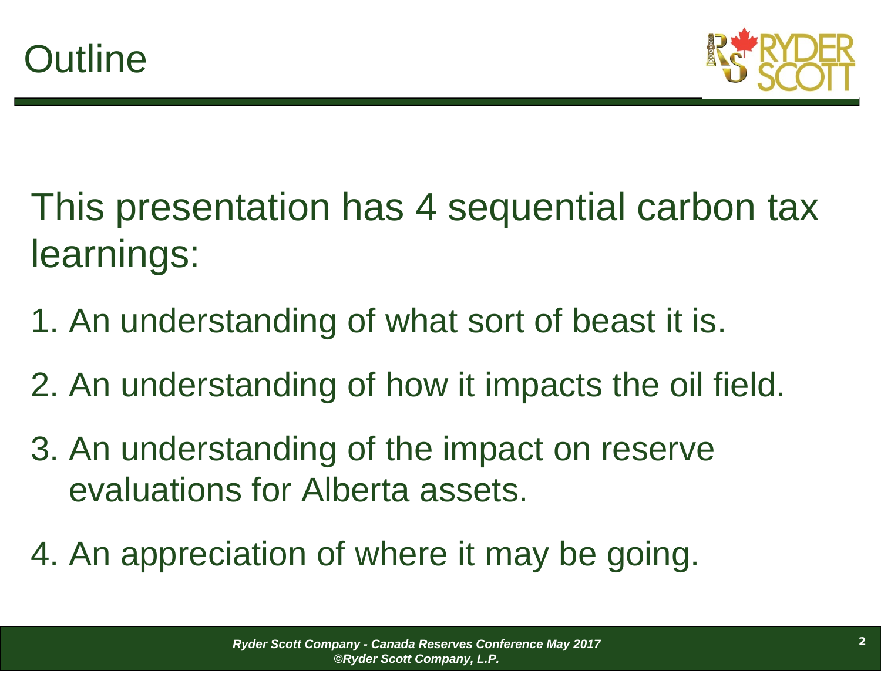# Outline

This presentation has 4 sequential carbon tax learnings:

1. An understanding of what sort of beast it is.
2. An understanding of how it impacts the oil field.
3. An understanding of the impact on reserve evaluations for Alberta assets.
4. An appreciation of where it may be going.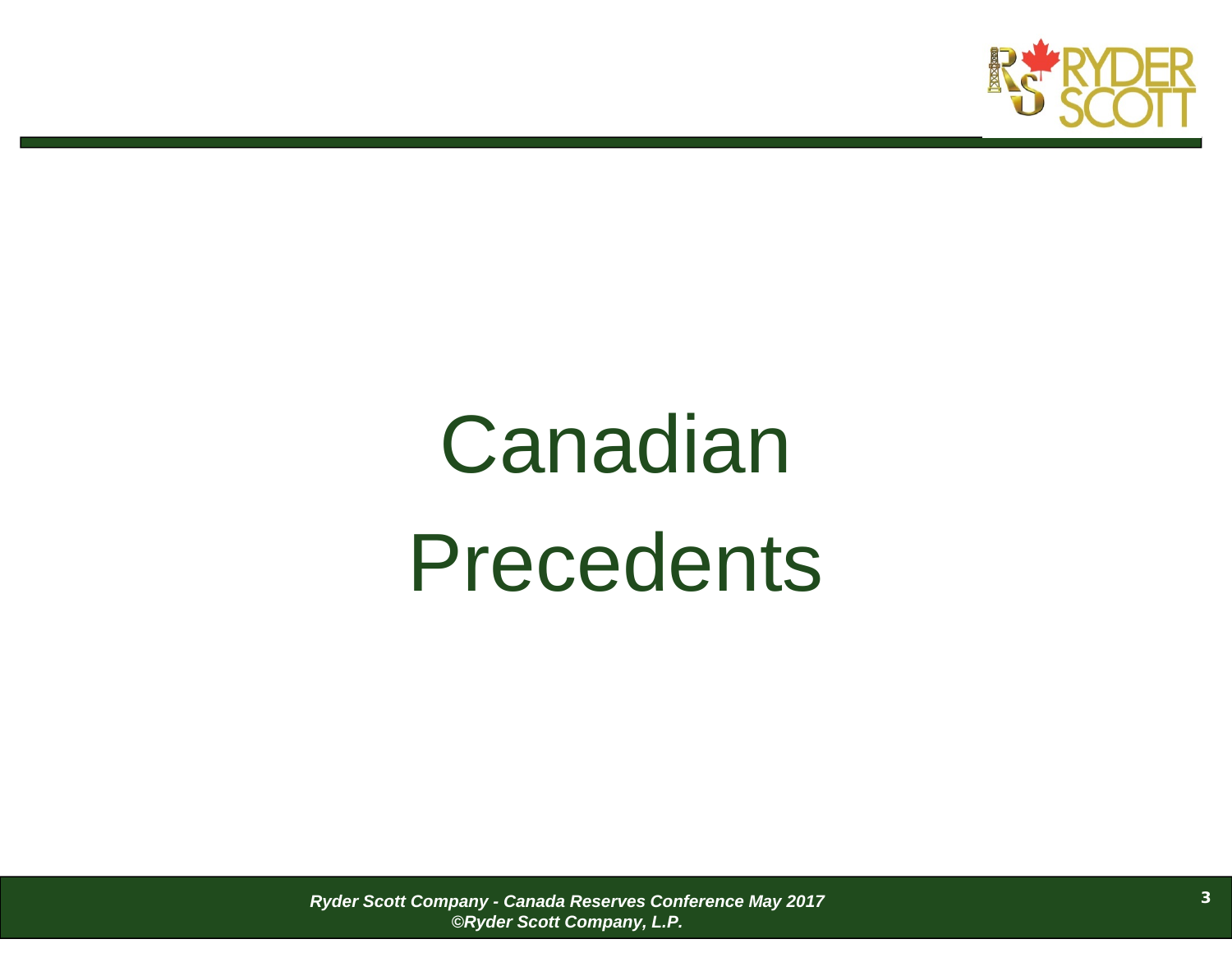# Canadian Precedents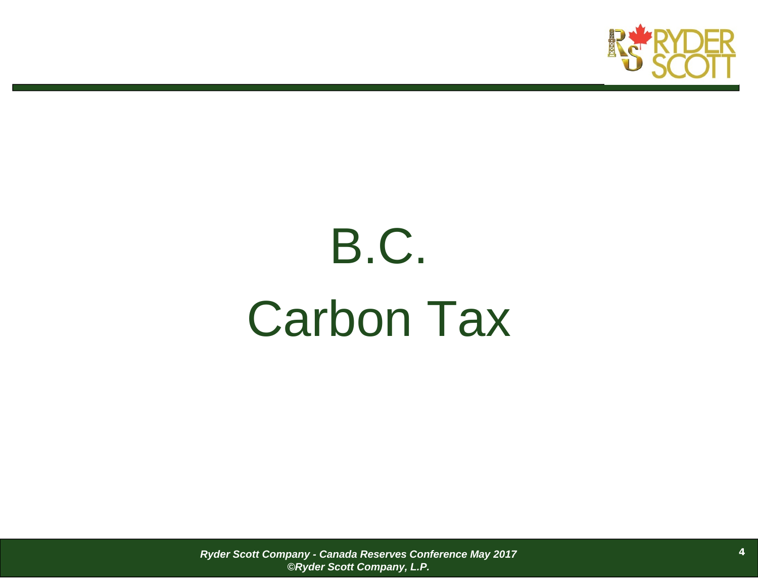# B.C.
# Carbon Tax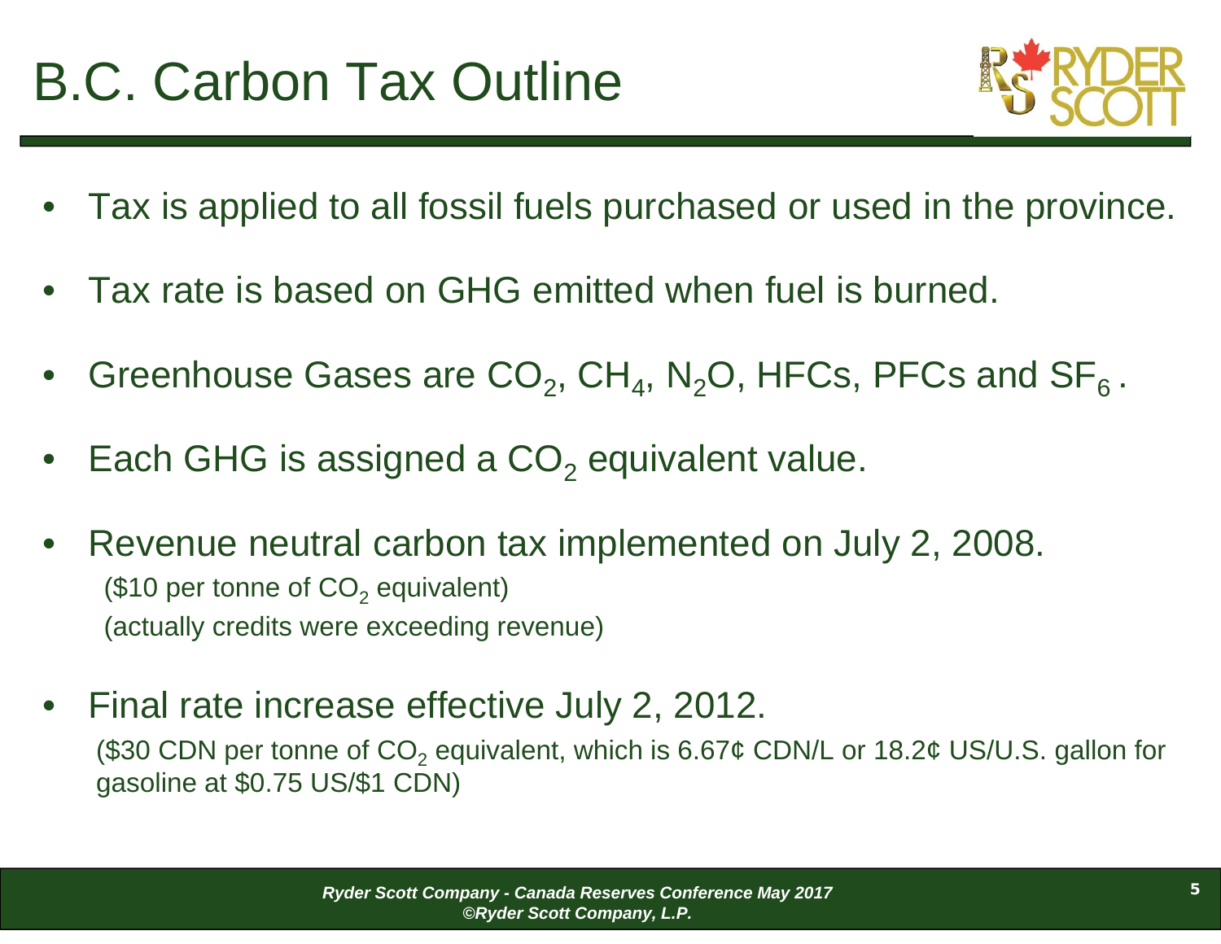# B.C. Carbon Tax Outline

- Tax is applied to all fossil fuels purchased or used in the province.
- Tax rate is based on GHG emitted when fuel is burned.
- Greenhouse Gases are $CO_2$, $CH_4$, $N_2O$, HFCs, PFCs and $SF_6$ .
- Each GHG is assigned a $CO_2$ equivalent value.
- Revenue neutral carbon tax implemented on July 2, 2008.
  (\$10 per tonne of $CO_2$ equivalent)
  (actually credits were exceeding revenue)
- Final rate increase effective July 2, 2012.
  (\$30 CDN per tonne of $CO_2$ equivalent, which is 6.67¢ CDN/L or 18.2¢ US/U.S. gallon for gasoline at \$0.75 US/\$1 CDN)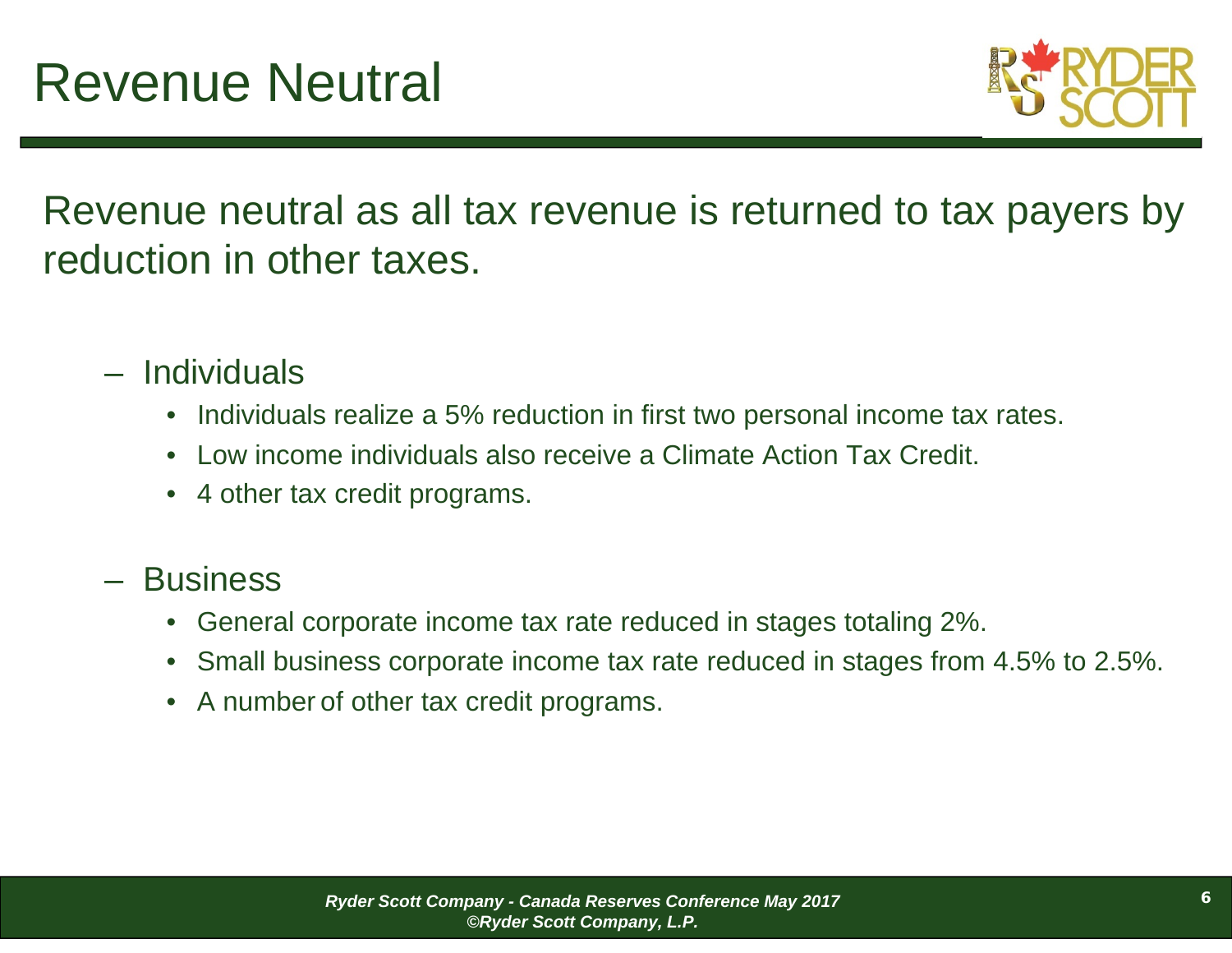# Revenue Neutral

Revenue neutral as all tax revenue is returned to tax payers by reduction in other taxes.

- Individuals
  - Individuals realize a 5% reduction in first two personal income tax rates.
  - Low income individuals also receive a Climate Action Tax Credit.
  - 4 other tax credit programs.
- Business
  - General corporate income tax rate reduced in stages totaling 2%.
  - Small business corporate income tax rate reduced in stages from 4.5% to 2.5%.
  - A number of other tax credit programs.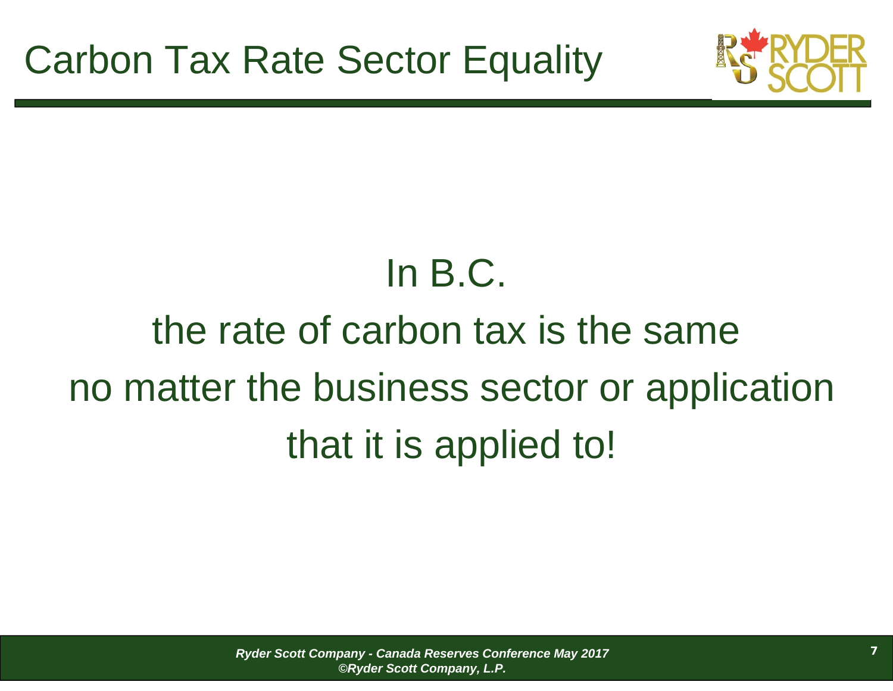# Carbon Tax Rate Sector Equality

In B.C.

the rate of carbon tax is the same

no matter the business sector or application

that it is applied to!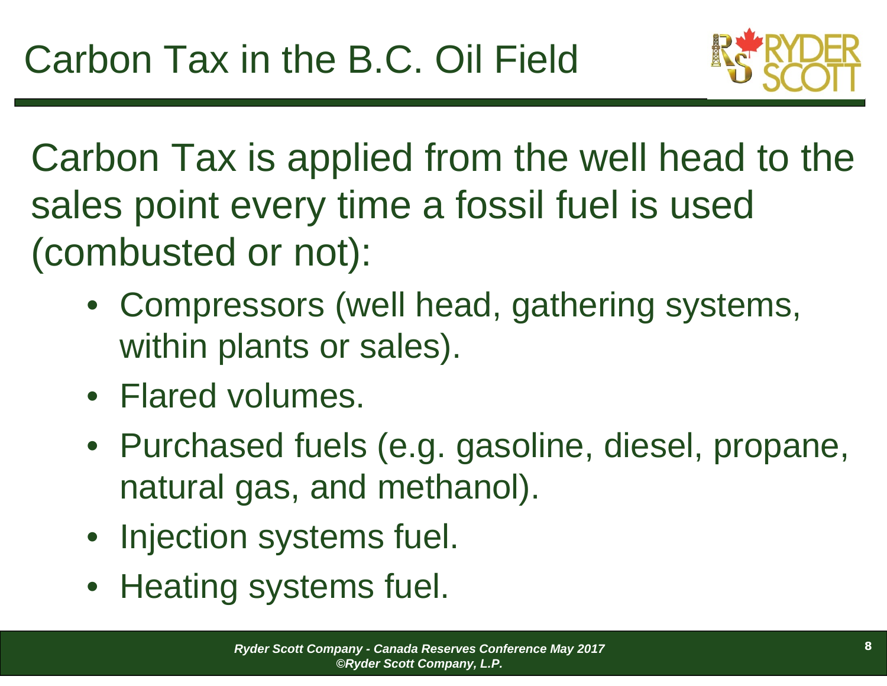# Carbon Tax in the B.C. Oil Field

Carbon Tax is applied from the well head to the sales point every time a fossil fuel is used (combusted or not):

- Compressors (well head, gathering systems, within plants or sales).
- Flared volumes.
- Purchased fuels (e.g. gasoline, diesel, propane, natural gas, and methanol).
- Injection systems fuel.
- Heating systems fuel.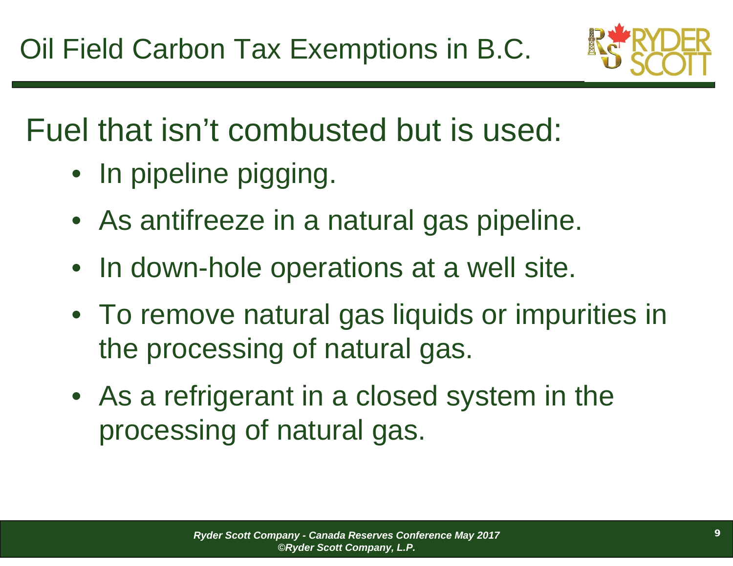# Oil Field Carbon Tax Exemptions in B.C.

Fuel that isn't combusted but is used:

- In pipeline pigging.
- As antifreeze in a natural gas pipeline.
- In down-hole operations at a well site.
- To remove natural gas liquids or impurities in the processing of natural gas.
- As a refrigerant in a closed system in the processing of natural gas.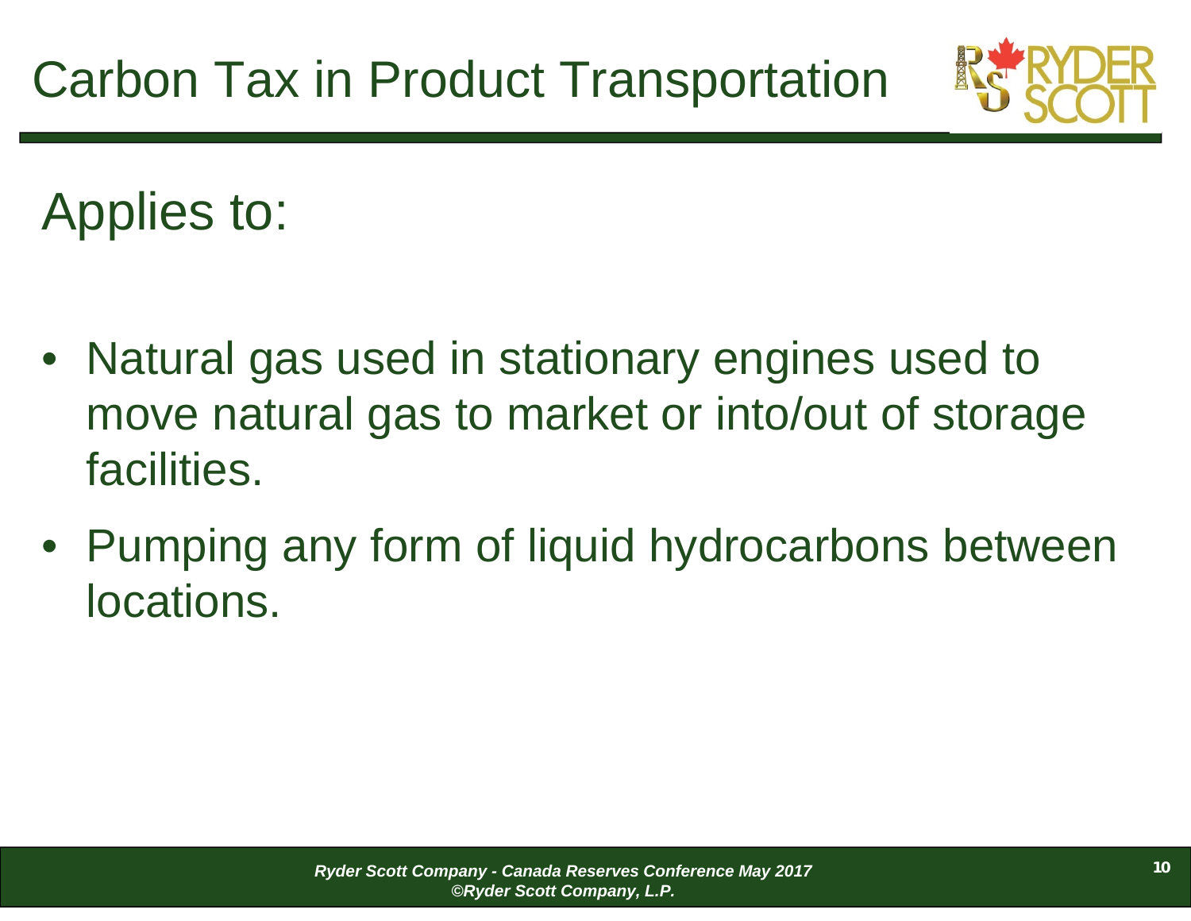# Carbon Tax in Product Transportation

## Applies to:

- Natural gas used in stationary engines used to move natural gas to market or into/out of storage facilities.
- Pumping any form of liquid hydrocarbons between locations.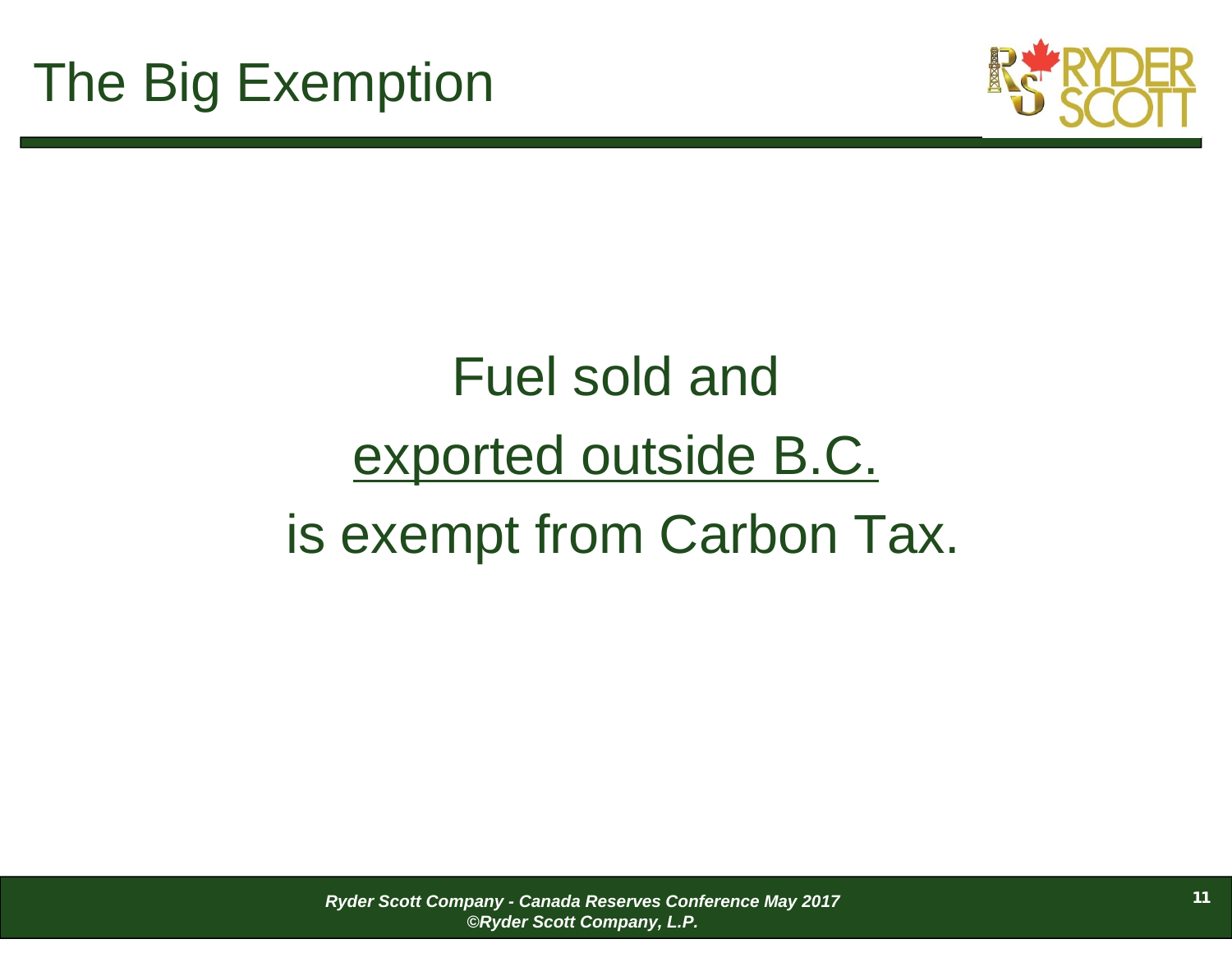# The Big Exemption

Fuel sold and exported outside B.C. is exempt from Carbon Tax.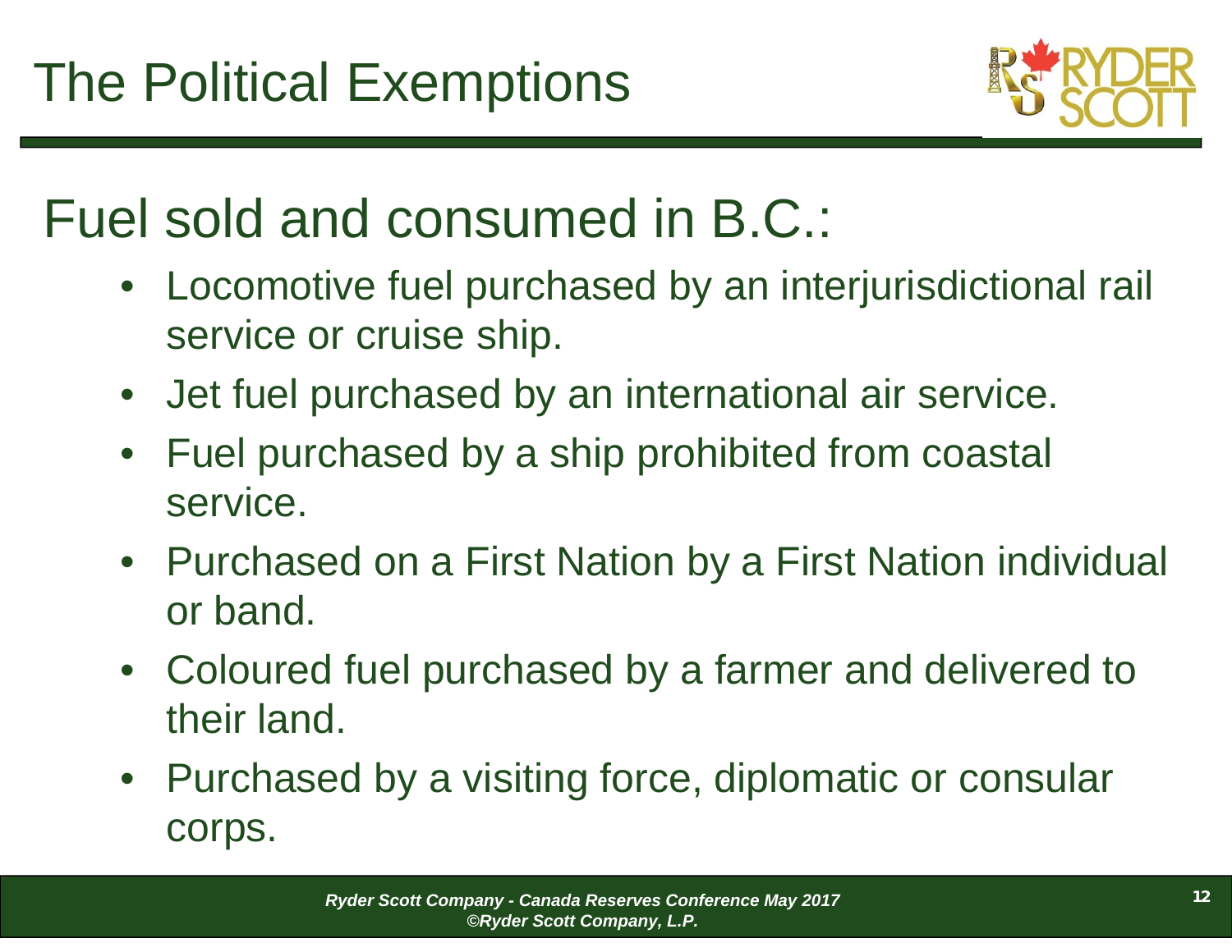# The Political Exemptions

## Fuel sold and consumed in B.C.:

- Locomotive fuel purchased by an interjurisdictional rail service or cruise ship.
- Jet fuel purchased by an international air service.
- Fuel purchased by a ship prohibited from coastal service.
- Purchased on a First Nation by a First Nation individual or band.
- Coloured fuel purchased by a farmer and delivered to their land.
- Purchased by a visiting force, diplomatic or consular corps.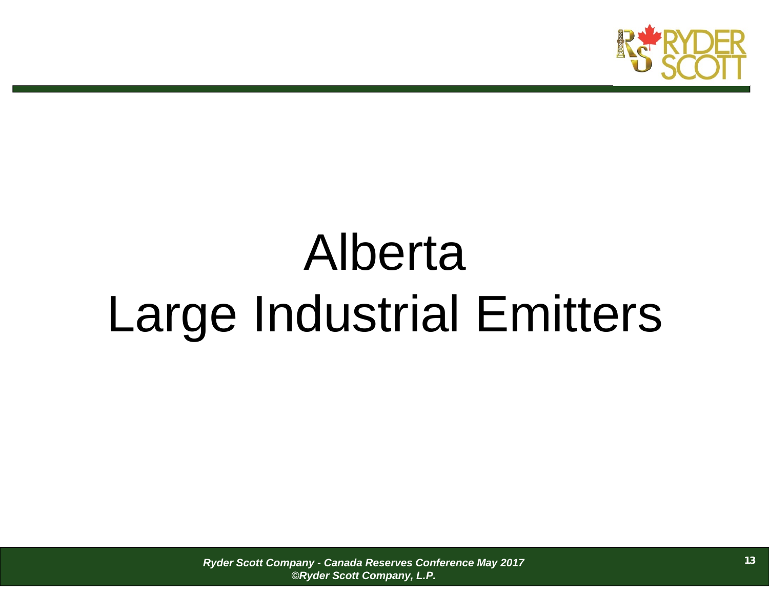# Alberta
# Large Industrial Emitters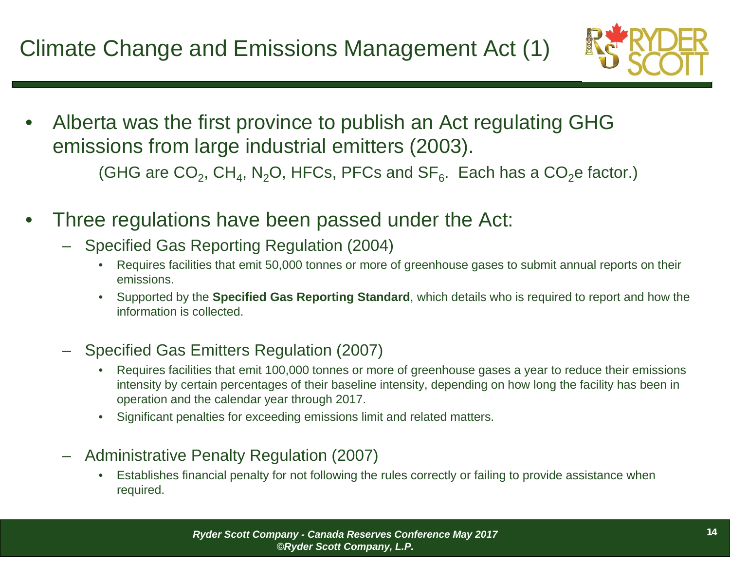# Climate Change and Emissions Management Act (1)

- Alberta was the first province to publish an Act regulating GHG emissions from large industrial emitters (2003).

  (GHG are $CO_2$, $CH_4$, $N_2O$, HFCs, PFCs and $SF_6$. Each has a $CO_2e$ factor.)

- Three regulations have been passed under the Act:
  - Specified Gas Reporting Regulation (2004)
    - Requires facilities that emit 50,000 tonnes or more of greenhouse gases to submit annual reports on their emissions.
    - Supported by the **Specified Gas Reporting Standard**, which details who is required to report and how the information is collected.
  - Specified Gas Emitters Regulation (2007)
    - Requires facilities that emit 100,000 tonnes or more of greenhouse gases a year to reduce their emissions intensity by certain percentages of their baseline intensity, depending on how long the facility has been in operation and the calendar year through 2017.
    - Significant penalties for exceeding emissions limit and related matters.
  - Administrative Penalty Regulation (2007)
    - Establishes financial penalty for not following the rules correctly or failing to provide assistance when required.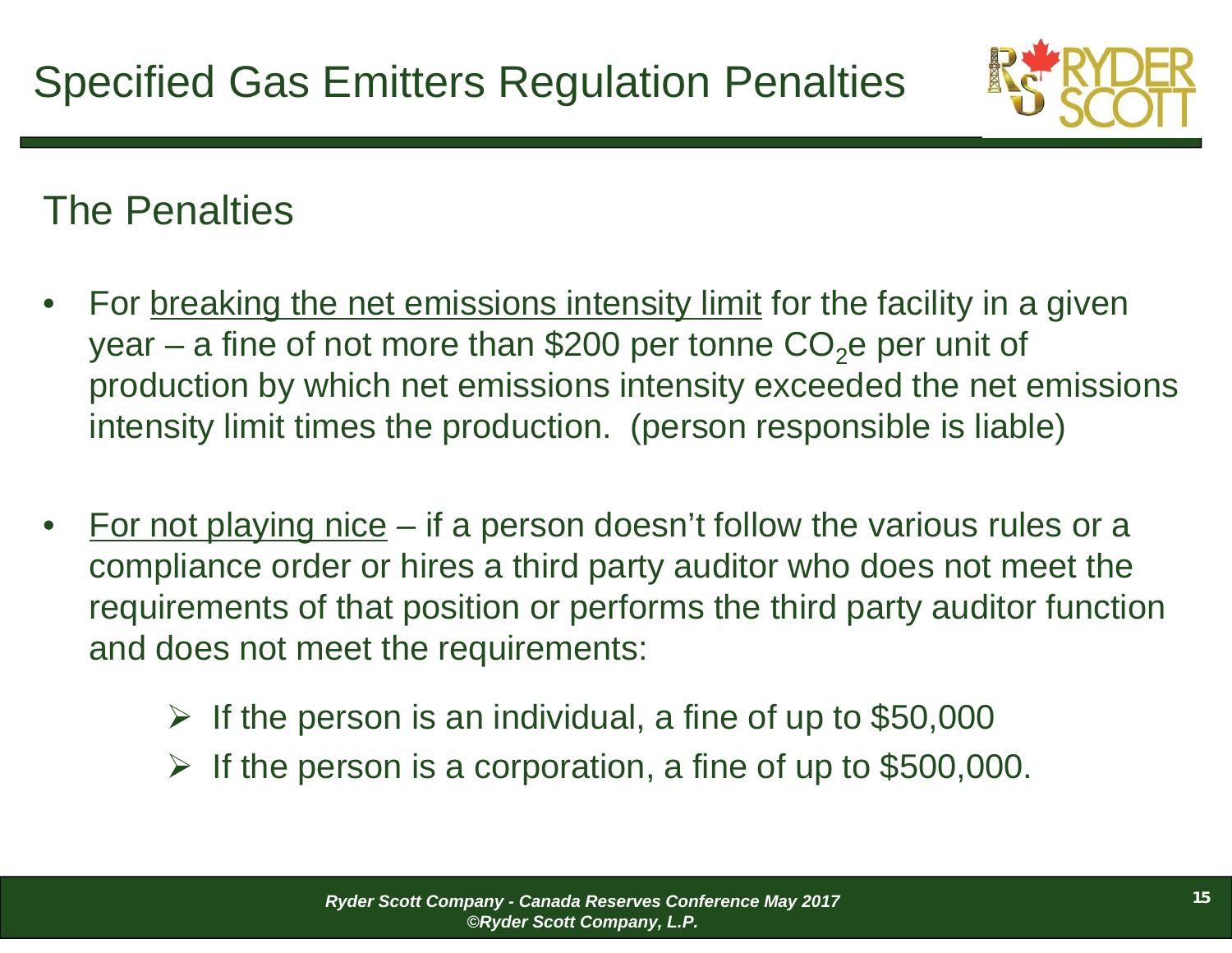# Specified Gas Emitters Regulation Penalties

## The Penalties

- For <u>breaking the net emissions intensity limit</u> for the facility in a given year – a fine of not more than $200 per tonne $CO_2$e per unit of production by which net emissions intensity exceeded the net emissions intensity limit times the production. (person responsible is liable)

- <u>For not playing nice</u> – if a person doesn't follow the various rules or a compliance order or hires a third party auditor who does not meet the requirements of that position or performs the third party auditor function and does not meet the requirements:
  - If the person is an individual, a fine of up to $50,000
  - If the person is a corporation, a fine of up to $500,000.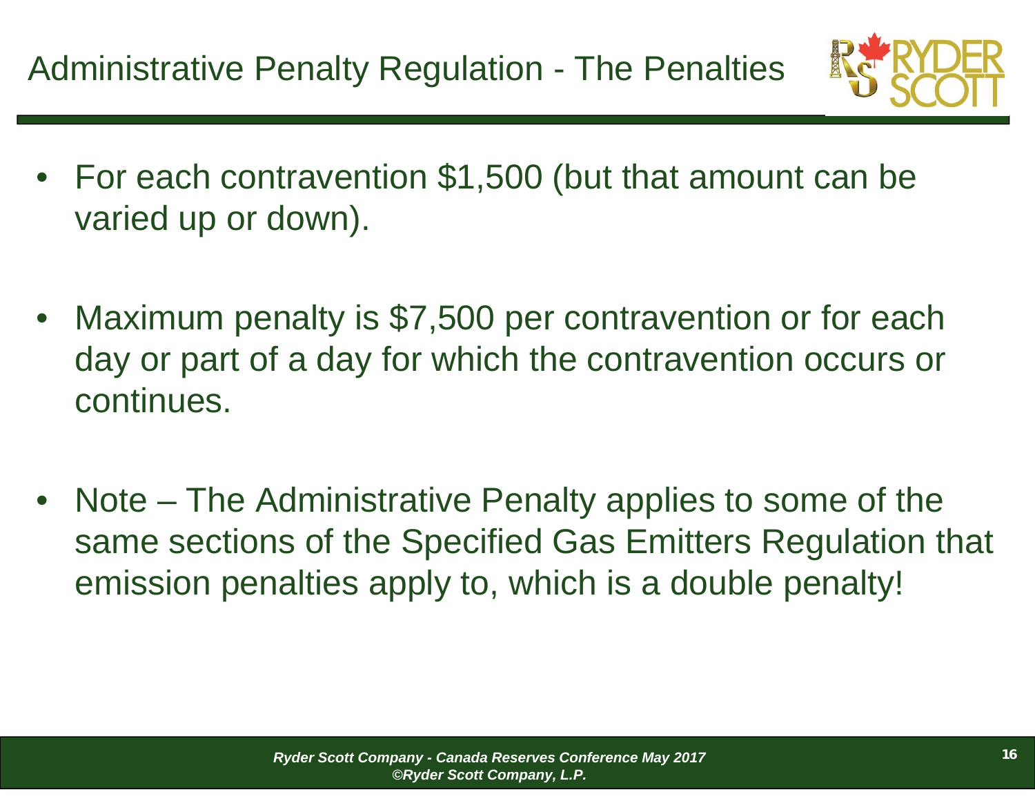# Administrative Penalty Regulation - The Penalties

- For each contravention $1,500 (but that amount can be varied up or down).

- Maximum penalty is $7,500 per contravention or for each day or part of a day for which the contravention occurs or continues.

- Note – The Administrative Penalty applies to some of the same sections of the Specified Gas Emitters Regulation that emission penalties apply to, which is a double penalty!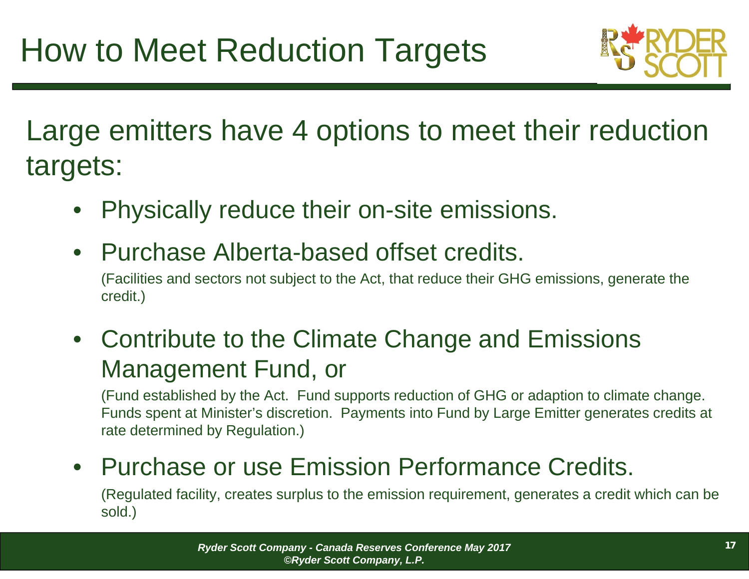# How to Meet Reduction Targets

Large emitters have 4 options to meet their reduction targets:

- Physically reduce their on-site emissions.
- Purchase Alberta-based offset credits.

  (Facilities and sectors not subject to the Act, that reduce their GHG emissions, generate the credit.)
- Contribute to the Climate Change and Emissions Management Fund, or

  (Fund established by the Act. Fund supports reduction of GHG or adaption to climate change. Funds spent at Minister's discretion. Payments into Fund by Large Emitter generates credits at rate determined by Regulation.)
- Purchase or use Emission Performance Credits.

  (Regulated facility, creates surplus to the emission requirement, generates a credit which can be sold.)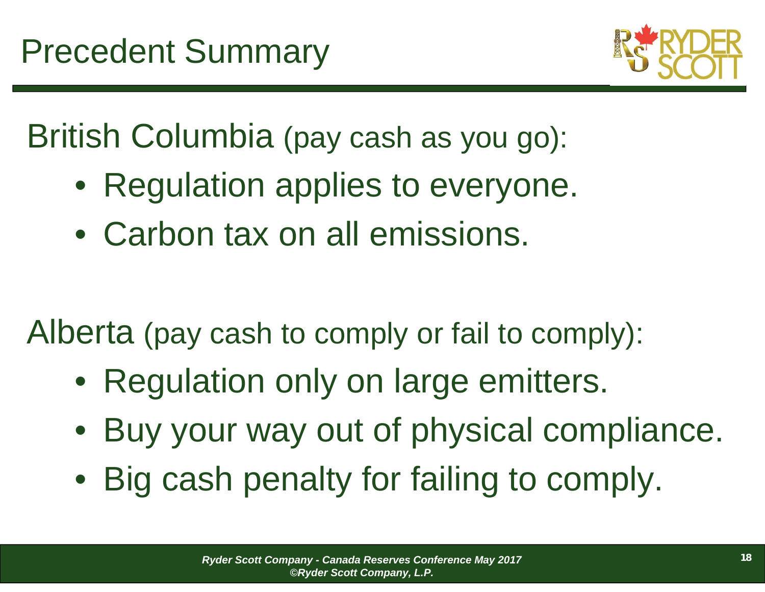# Precedent Summary

British Columbia (pay cash as you go):

- Regulation applies to everyone.
- Carbon tax on all emissions.

Alberta (pay cash to comply or fail to comply):

- Regulation only on large emitters.
- Buy your way out of physical compliance.
- Big cash penalty for failing to comply.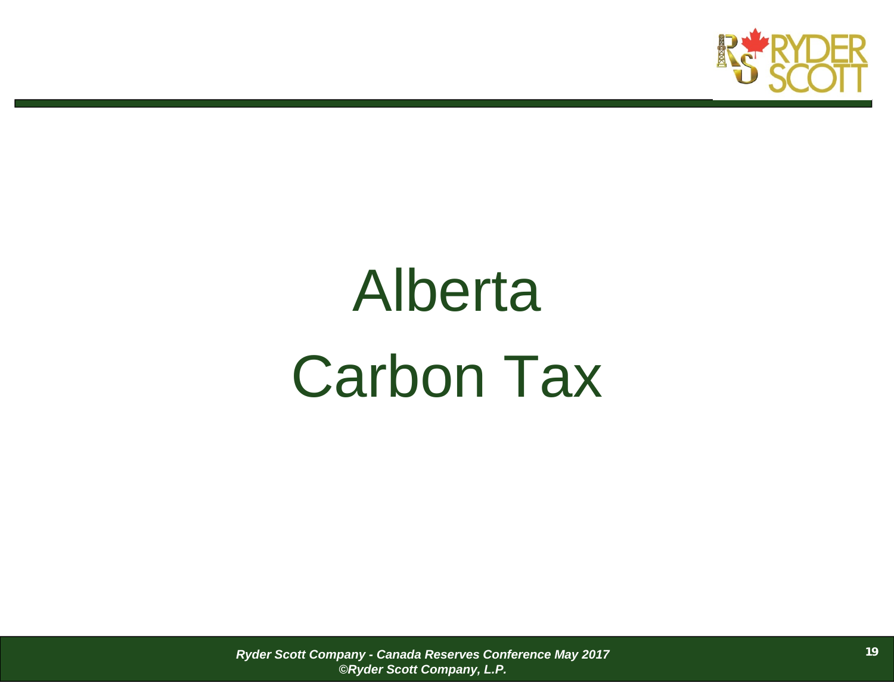# Alberta Carbon Tax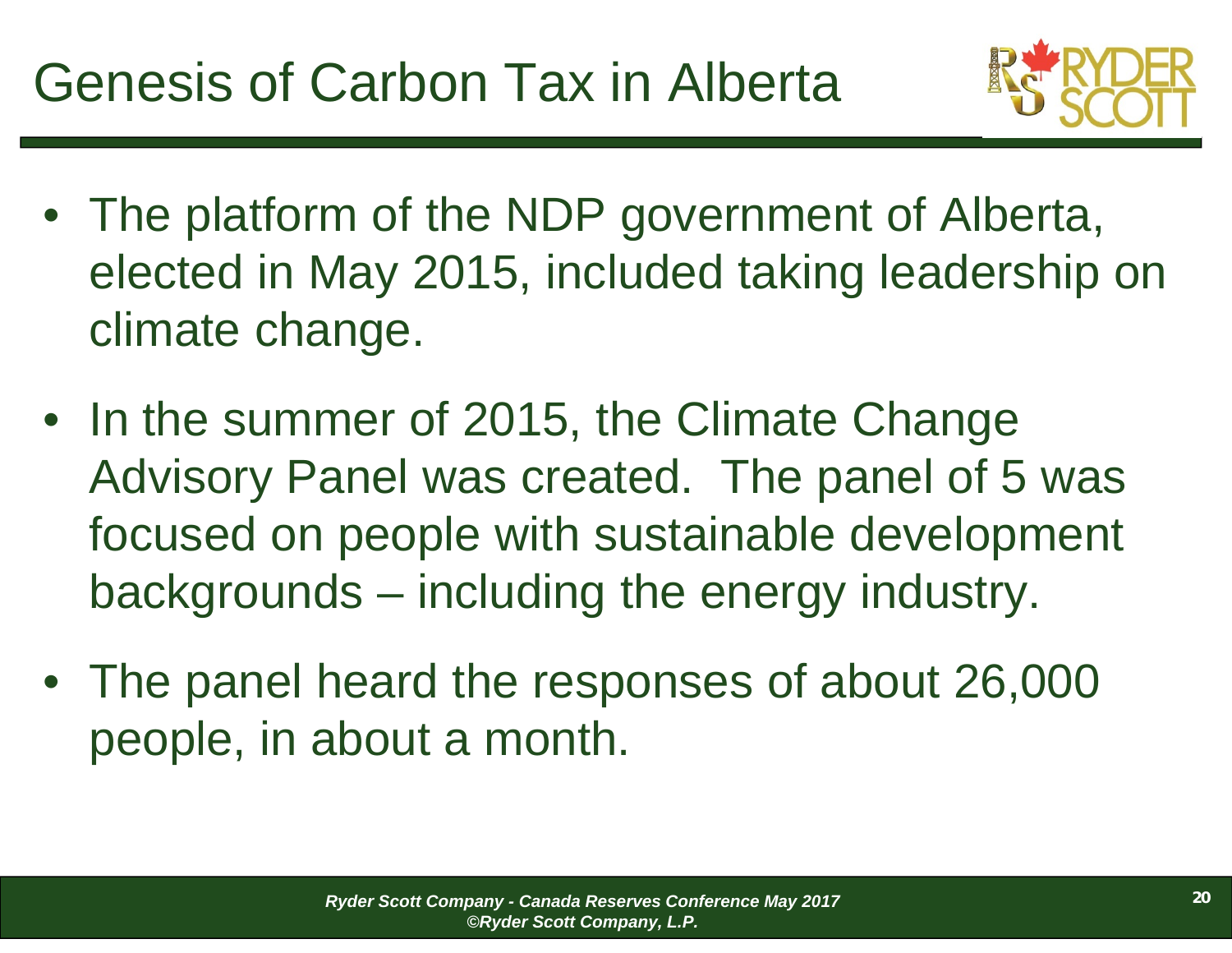# Genesis of Carbon Tax in Alberta

- The platform of the NDP government of Alberta, elected in May 2015, included taking leadership on climate change.
- In the summer of 2015, the Climate Change Advisory Panel was created. The panel of 5 was focused on people with sustainable development backgrounds – including the energy industry.
- The panel heard the responses of about 26,000 people, in about a month.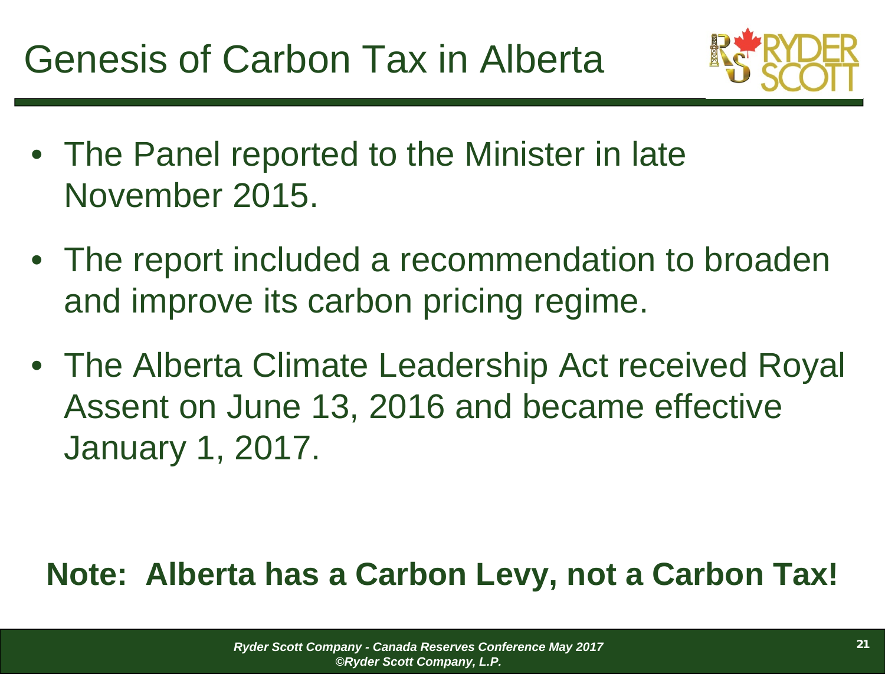# Genesis of Carbon Tax in Alberta

- The Panel reported to the Minister in late November 2015.
- The report included a recommendation to broaden and improve its carbon pricing regime.
- The Alberta Climate Leadership Act received Royal Assent on June 13, 2016 and became effective January 1, 2017.

**Note: Alberta has a Carbon Levy, not a Carbon Tax!**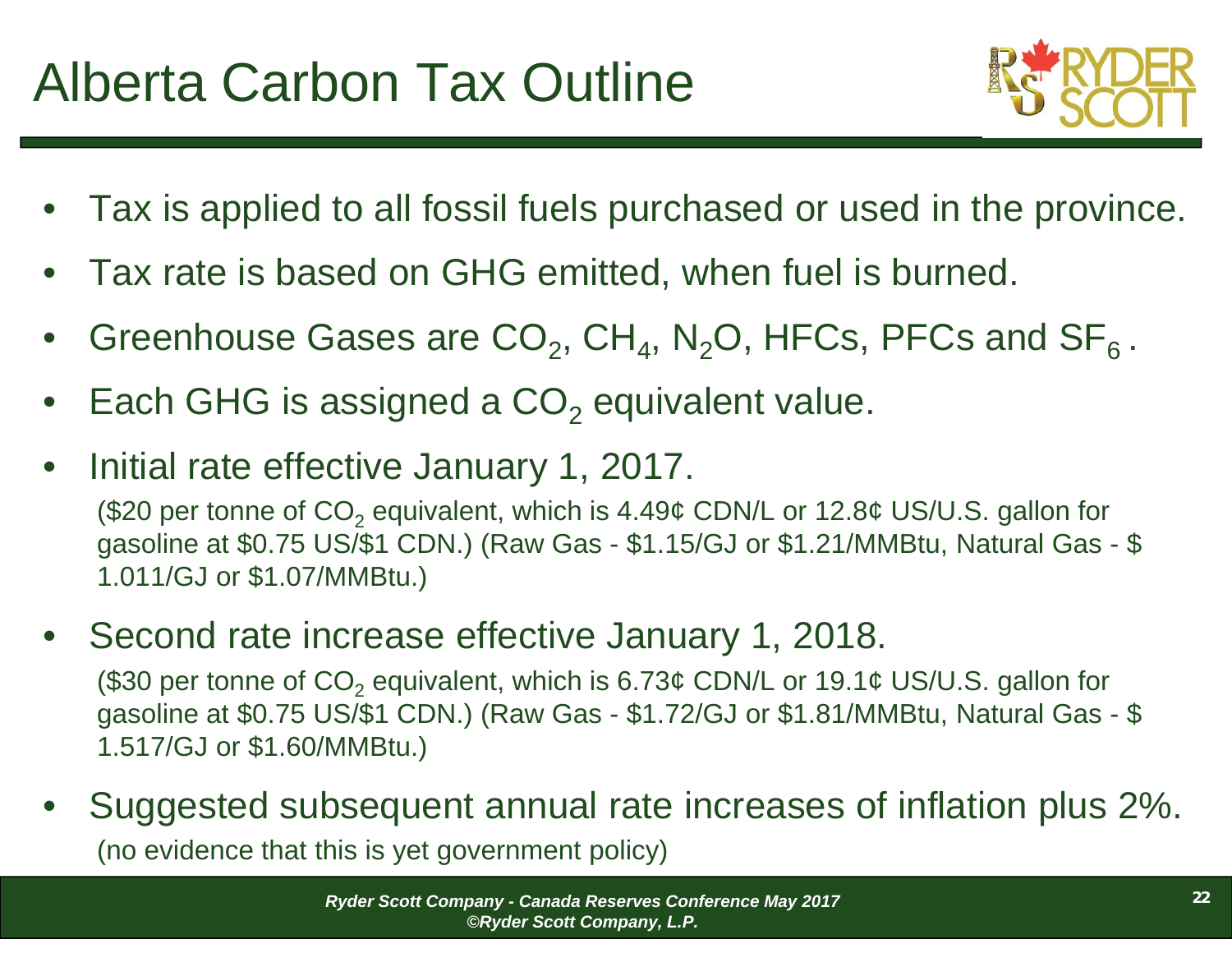# Alberta Carbon Tax Outline

- Tax is applied to all fossil fuels purchased or used in the province.
- Tax rate is based on GHG emitted, when fuel is burned.
- Greenhouse Gases are $CO_2$, $CH_4$, $N_2O$, HFCs, PFCs and $SF_6$ .
- Each GHG is assigned a $CO_2$ equivalent value.
- Initial rate effective January 1, 2017.

  ($20 per tonne of $CO_2$ equivalent, which is 4.49¢ CDN/L or 12.8¢ US/U.S. gallon for gasoline at $0.75 US/$1 CDN.) (Raw Gas - $1.15/GJ or $1.21/MMBtu, Natural Gas - $ 1.011/GJ or $1.07/MMBtu.)
- Second rate increase effective January 1, 2018.

  ($30 per tonne of $CO_2$ equivalent, which is 6.73¢ CDN/L or 19.1¢ US/U.S. gallon for gasoline at $0.75 US/$1 CDN.) (Raw Gas - $1.72/GJ or $1.81/MMBtu, Natural Gas - $ 1.517/GJ or $1.60/MMBtu.)
- Suggested subsequent annual rate increases of inflation plus 2%.

  (no evidence that this is yet government policy)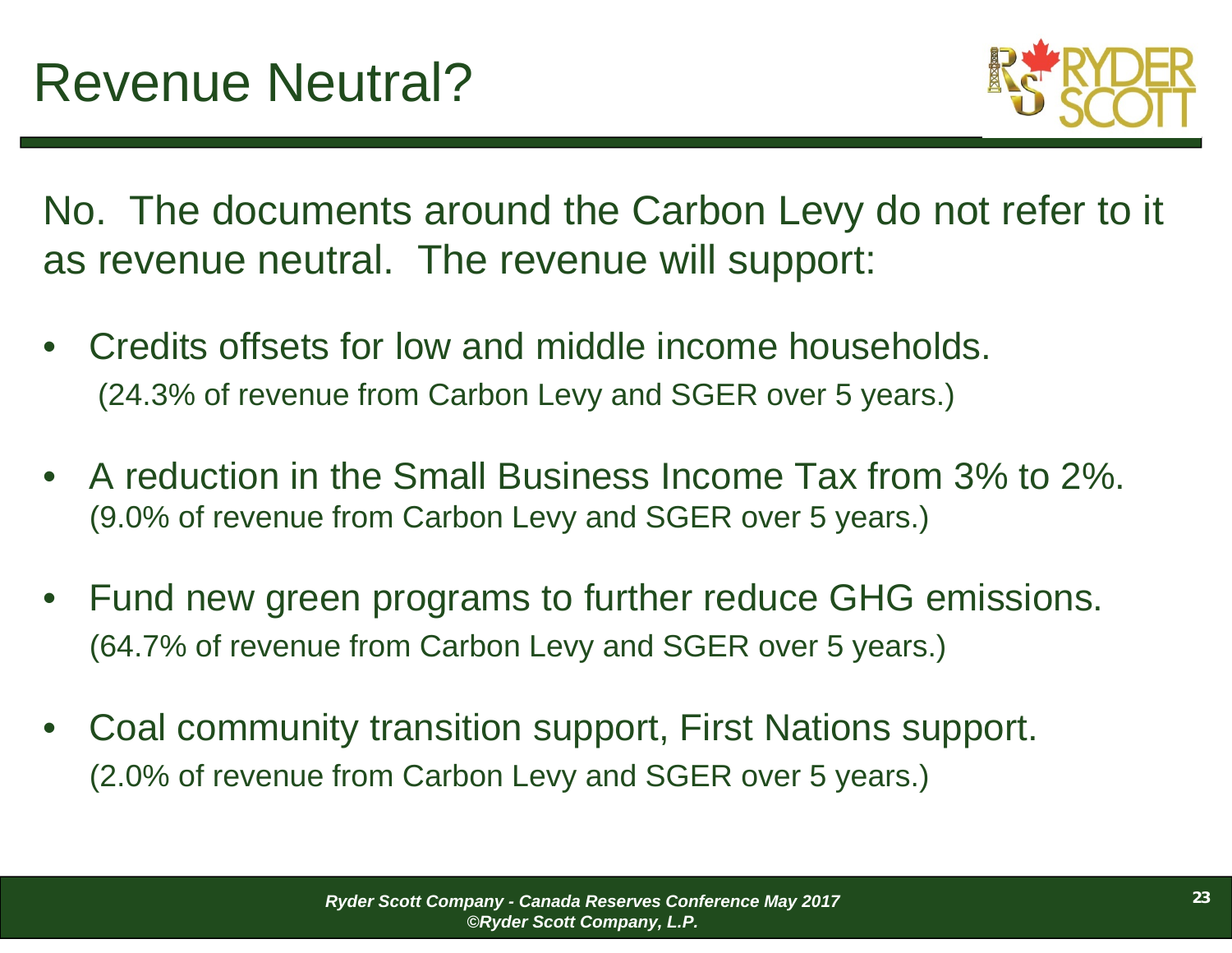# Revenue Neutral?

No. The documents around the Carbon Levy do not refer to it as revenue neutral. The revenue will support:

- Credits offsets for low and middle income households.
  (24.3% of revenue from Carbon Levy and SGER over 5 years.)
- A reduction in the Small Business Income Tax from 3% to 2%.
  (9.0% of revenue from Carbon Levy and SGER over 5 years.)
- Fund new green programs to further reduce GHG emissions.
  (64.7% of revenue from Carbon Levy and SGER over 5 years.)
- Coal community transition support, First Nations support.
  (2.0% of revenue from Carbon Levy and SGER over 5 years.)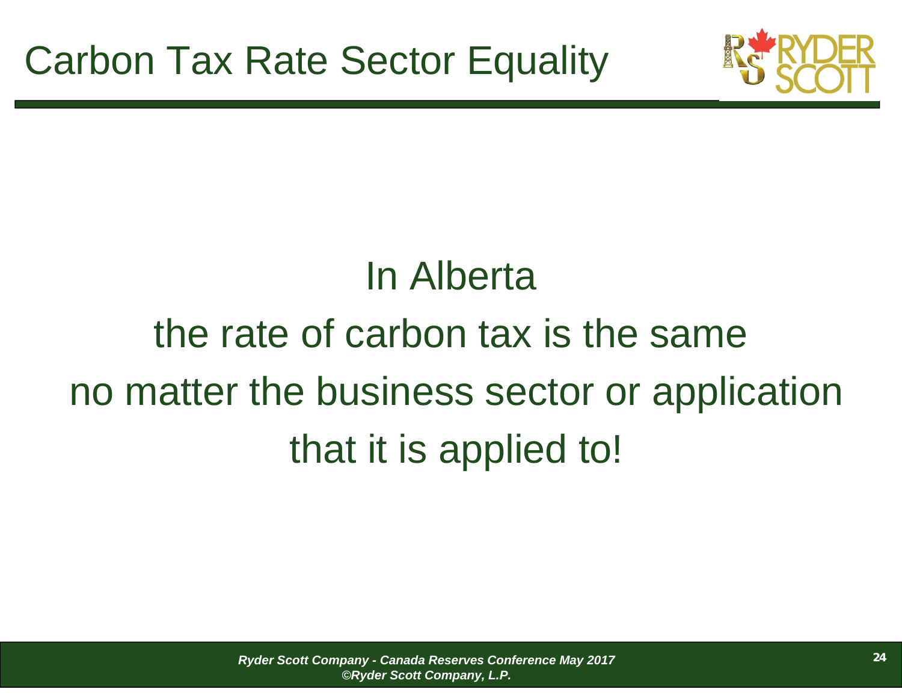# Carbon Tax Rate Sector Equality

In Alberta
the rate of carbon tax is the same
no matter the business sector or application
that it is applied to!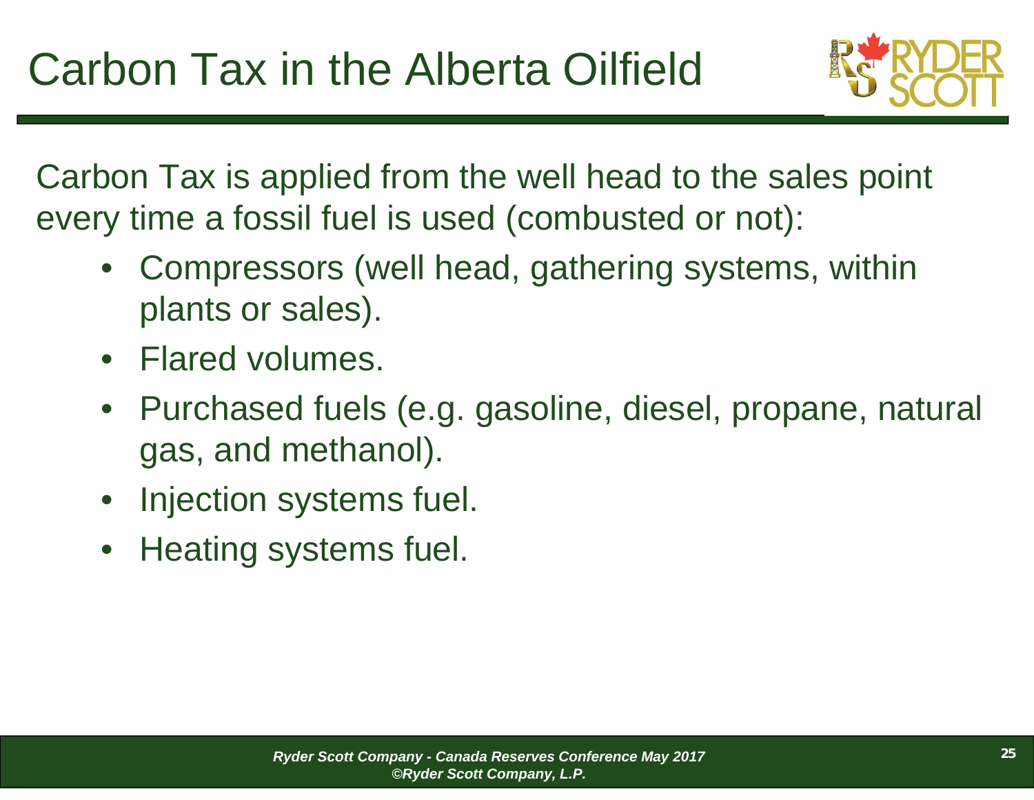# Carbon Tax in the Alberta Oilfield

Carbon Tax is applied from the well head to the sales point every time a fossil fuel is used (combusted or not):

- Compressors (well head, gathering systems, within plants or sales).
- Flared volumes.
- Purchased fuels (e.g. gasoline, diesel, propane, natural gas, and methanol).
- Injection systems fuel.
- Heating systems fuel.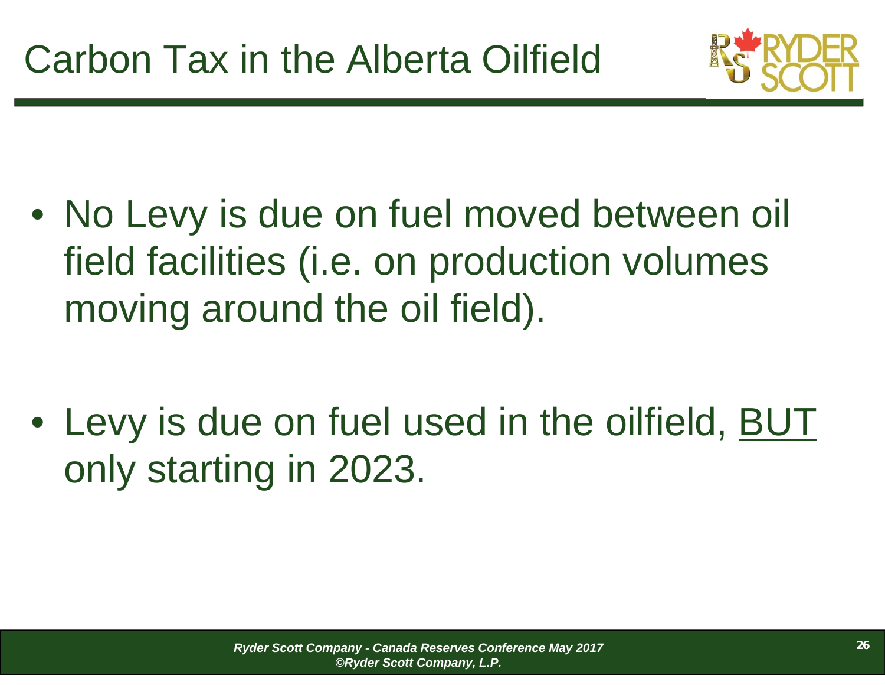# Carbon Tax in the Alberta Oilfield

- No Levy is due on fuel moved between oil field facilities (i.e. on production volumes moving around the oil field).

- Levy is due on fuel used in the oilfield, <u>BUT</u> only starting in 2023.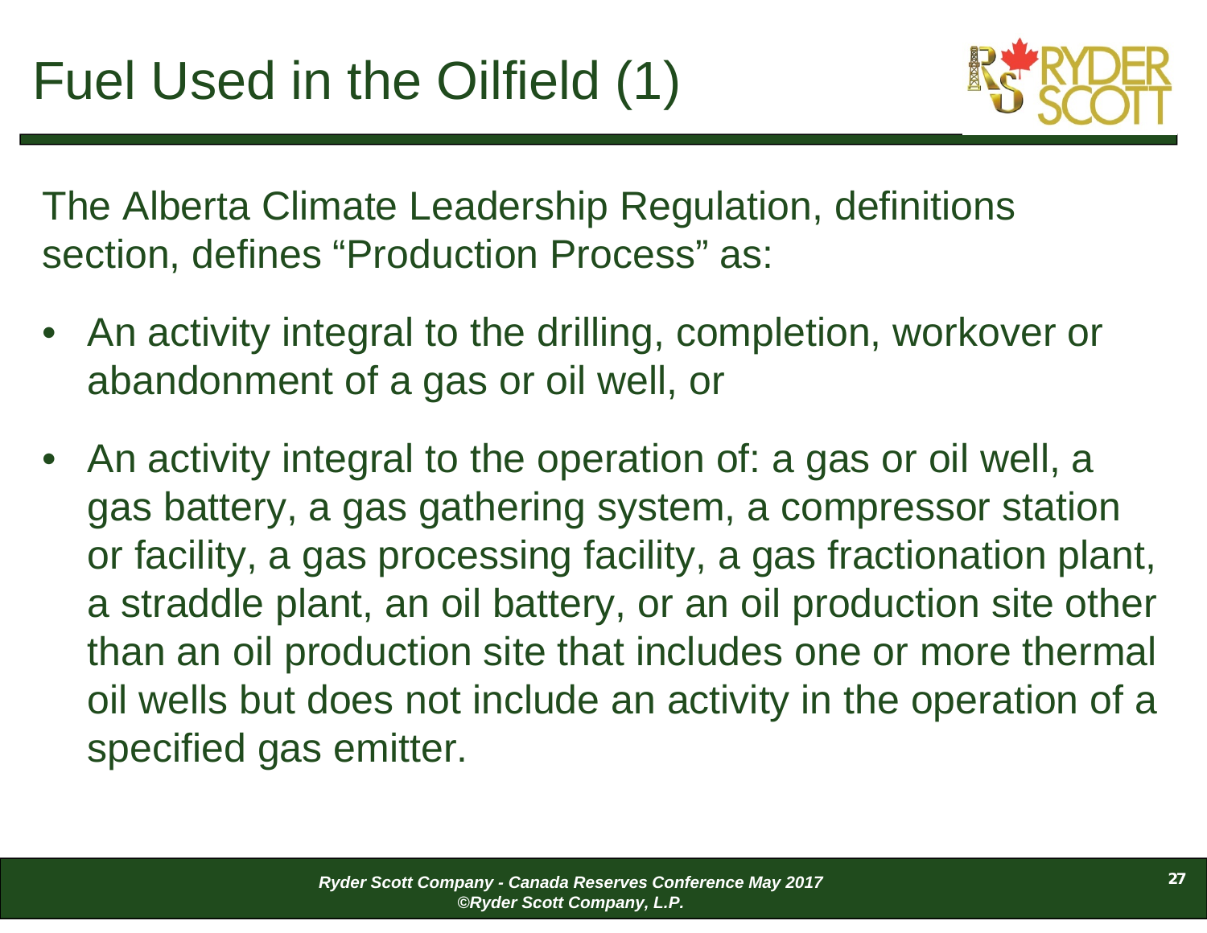# Fuel Used in the Oilfield (1)

The Alberta Climate Leadership Regulation, definitions section, defines "Production Process" as:

- An activity integral to the drilling, completion, workover or abandonment of a gas or oil well, or
- An activity integral to the operation of: a gas or oil well, a gas battery, a gas gathering system, a compressor station or facility, a gas processing facility, a gas fractionation plant, a straddle plant, an oil battery, or an oil production site other than an oil production site that includes one or more thermal oil wells but does not include an activity in the operation of a specified gas emitter.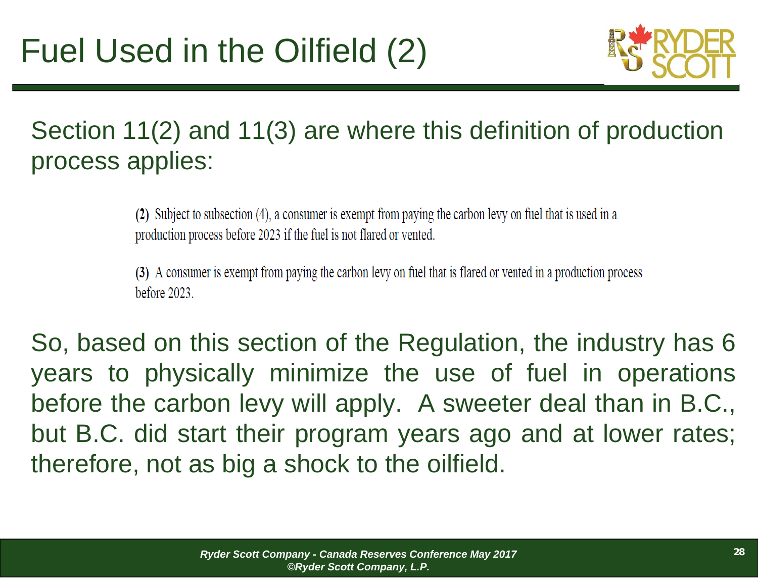# Fuel Used in the Oilfield (2)

Section 11(2) and 11(3) are where this definition of production process applies:

> **(2)** Subject to subsection (4), a consumer is exempt from paying the carbon levy on fuel that is used in a production process before 2023 if the fuel is not flared or vented.
>
> **(3)** A consumer is exempt from paying the carbon levy on fuel that is flared or vented in a production process before 2023.

So, based on this section of the Regulation, the industry has 6 years to physically minimize the use of fuel in operations before the carbon levy will apply. A sweeter deal than in B.C., but B.C. did start their program years ago and at lower rates; therefore, not as big a shock to the oilfield.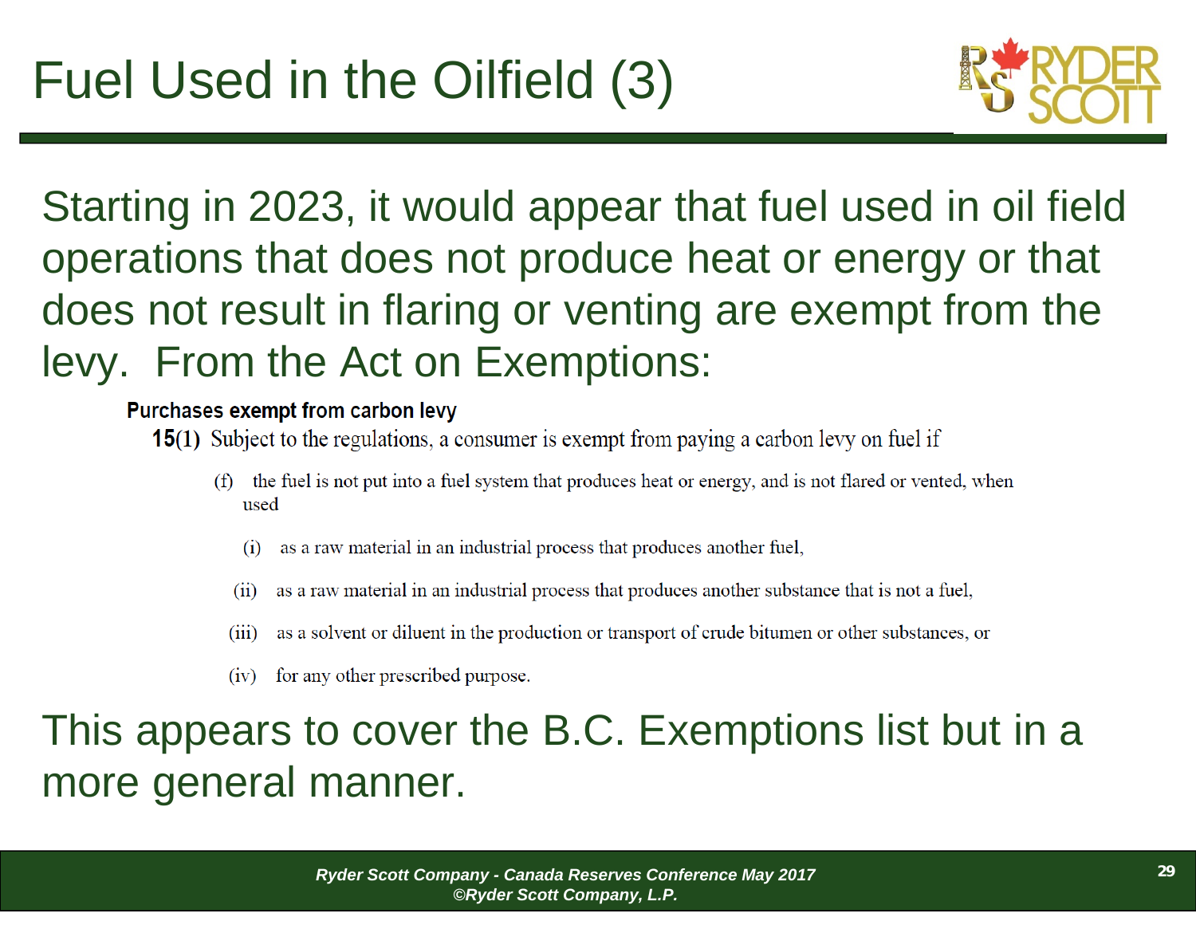# Fuel Used in the Oilfield (3)

Starting in 2023, it would appear that fuel used in oil field operations that does not produce heat or energy or that does not result in flaring or venting are exempt from the levy. From the Act on Exemptions:

**Purchases exempt from carbon levy**

**15**(1) Subject to the regulations, a consumer is exempt from paying a carbon levy on fuel if

(f) the fuel is not put into a fuel system that produces heat or energy, and is not flared or vented, when used

(i) as a raw material in an industrial process that produces another fuel,

(ii) as a raw material in an industrial process that produces another substance that is not a fuel,

(iii) as a solvent or diluent in the production or transport of crude bitumen or other substances, or

(iv) for any other prescribed purpose.

This appears to cover the B.C. Exemptions list but in a more general manner.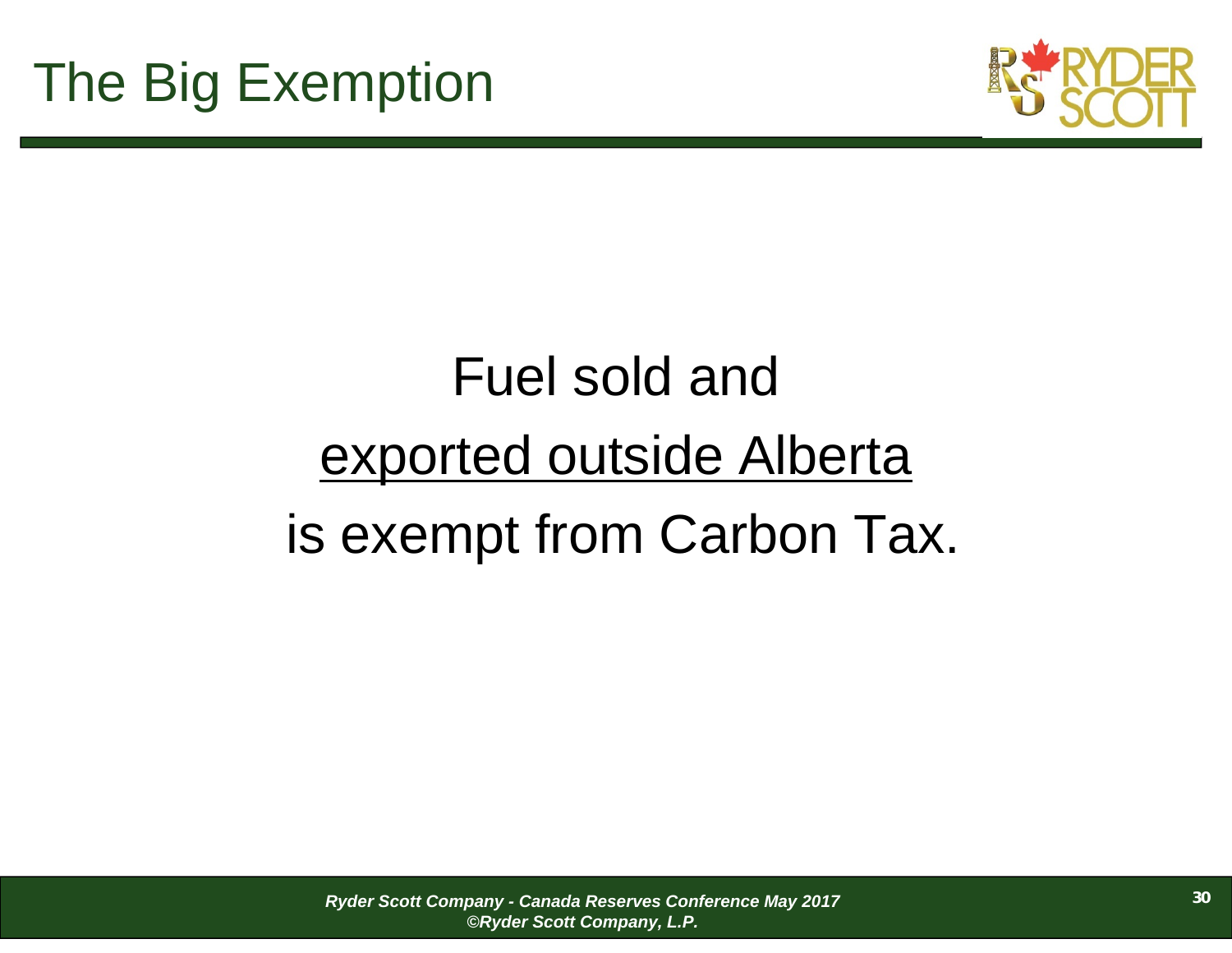# The Big Exemption

Fuel sold and

<u>exported outside Alberta</u>

is exempt from Carbon Tax.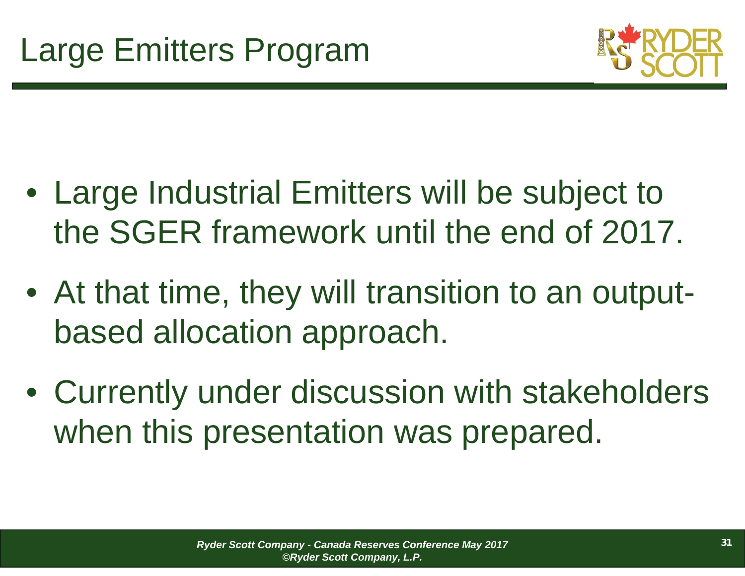# Large Emitters Program

- Large Industrial Emitters will be subject to the SGER framework until the end of 2017.
- At that time, they will transition to an output-based allocation approach.
- Currently under discussion with stakeholders when this presentation was prepared.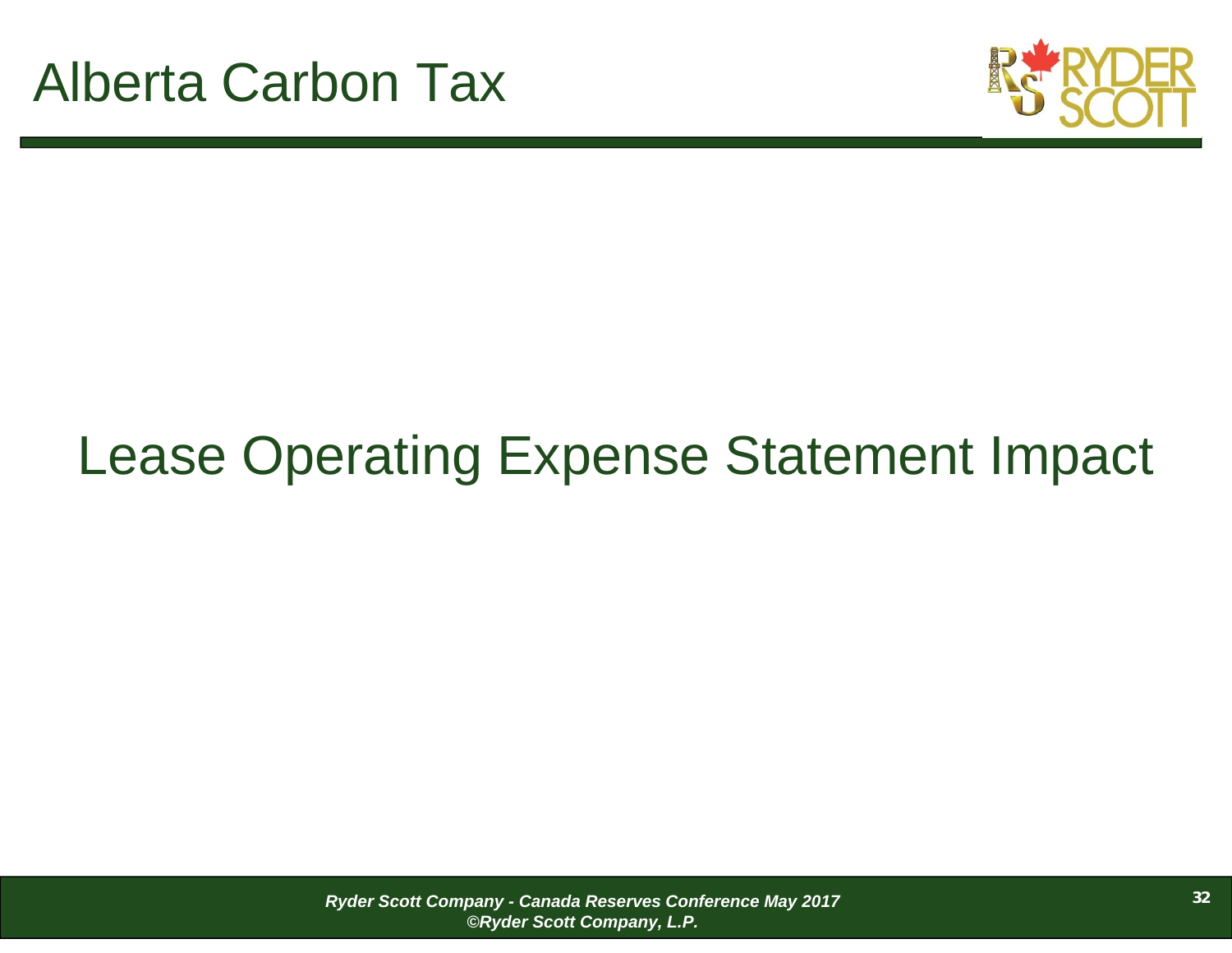# Alberta Carbon Tax

## Lease Operating Expense Statement Impact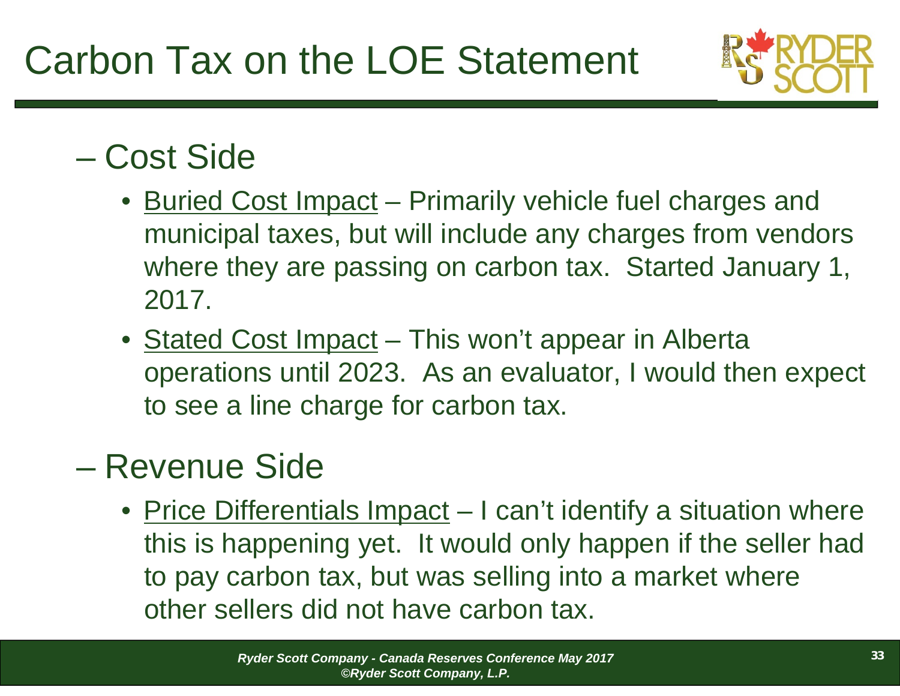# Carbon Tax on the LOE Statement

## – Cost Side

- Buried Cost Impact – Primarily vehicle fuel charges and municipal taxes, but will include any charges from vendors where they are passing on carbon tax. Started January 1, 2017.
- Stated Cost Impact – This won't appear in Alberta operations until 2023. As an evaluator, I would then expect to see a line charge for carbon tax.

## – Revenue Side

- Price Differentials Impact – I can't identify a situation where this is happening yet. It would only happen if the seller had to pay carbon tax, but was selling into a market where other sellers did not have carbon tax.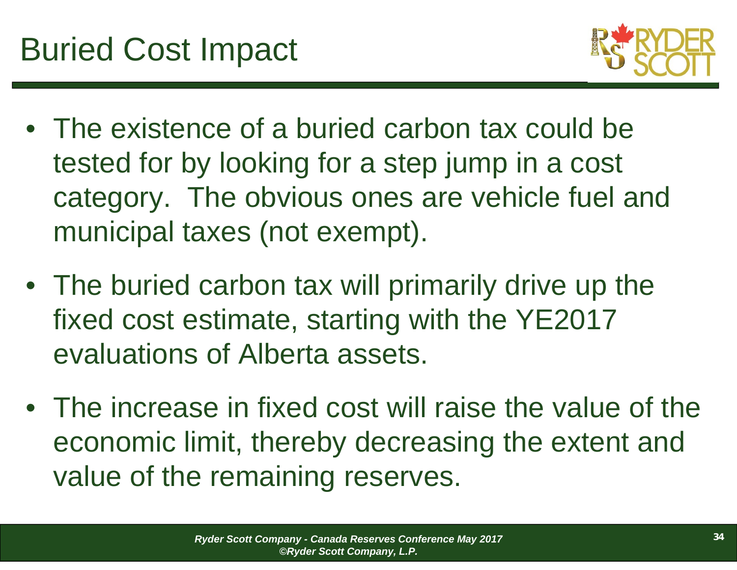# Buried Cost Impact

- The existence of a buried carbon tax could be tested for by looking for a step jump in a cost category. The obvious ones are vehicle fuel and municipal taxes (not exempt).
- The buried carbon tax will primarily drive up the fixed cost estimate, starting with the YE2017 evaluations of Alberta assets.
- The increase in fixed cost will raise the value of the economic limit, thereby decreasing the extent and value of the remaining reserves.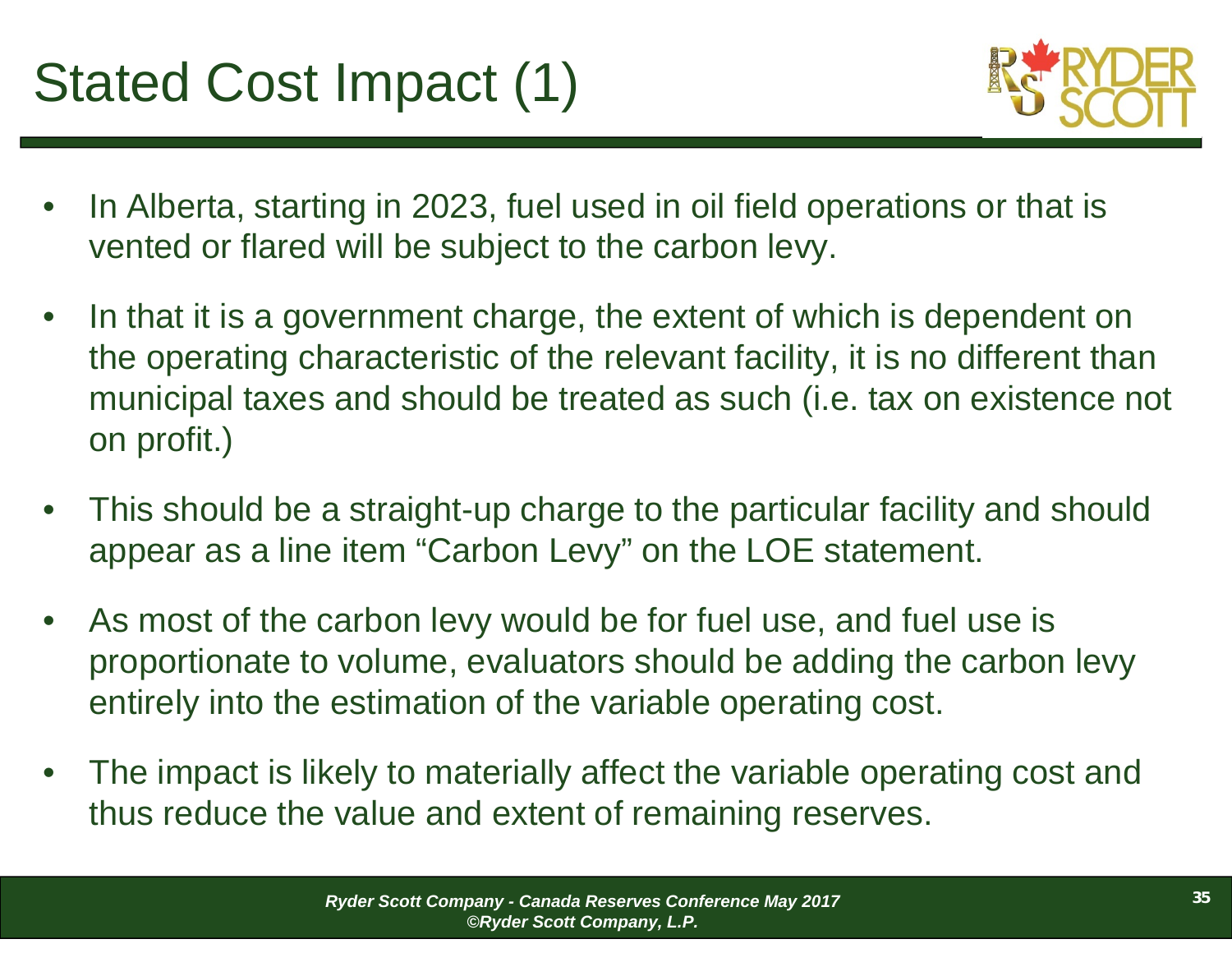# Stated Cost Impact (1)

- In Alberta, starting in 2023, fuel used in oil field operations or that is vented or flared will be subject to the carbon levy.
- In that it is a government charge, the extent of which is dependent on the operating characteristic of the relevant facility, it is no different than municipal taxes and should be treated as such (i.e. tax on existence not on profit.)
- This should be a straight-up charge to the particular facility and should appear as a line item “Carbon Levy” on the LOE statement.
- As most of the carbon levy would be for fuel use, and fuel use is proportionate to volume, evaluators should be adding the carbon levy entirely into the estimation of the variable operating cost.
- The impact is likely to materially affect the variable operating cost and thus reduce the value and extent of remaining reserves.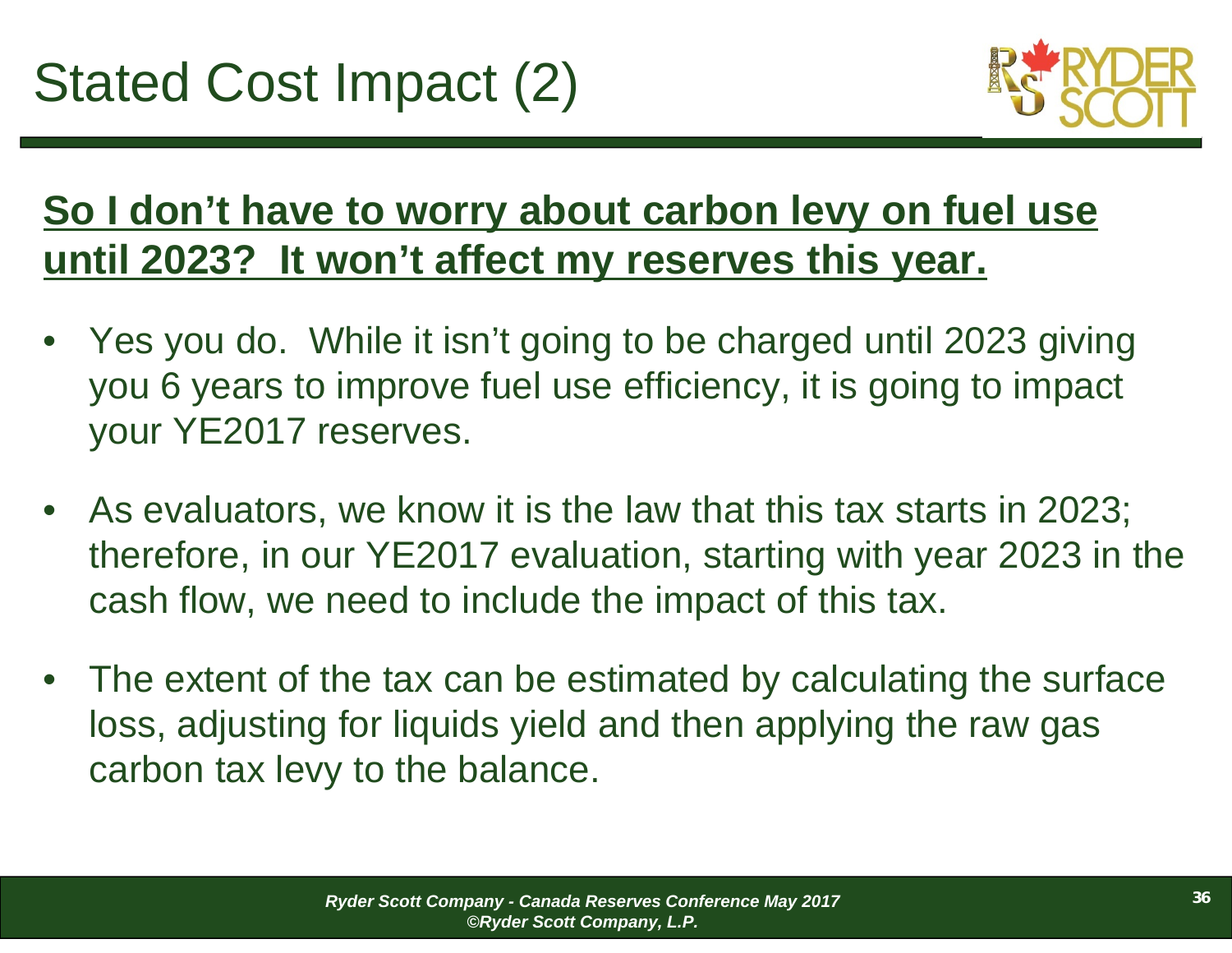# Stated Cost Impact (2)

**So I don't have to worry about carbon levy on fuel use until 2023? It won't affect my reserves this year.**

- Yes you do. While it isn't going to be charged until 2023 giving you 6 years to improve fuel use efficiency, it is going to impact your YE2017 reserves.
- As evaluators, we know it is the law that this tax starts in 2023; therefore, in our YE2017 evaluation, starting with year 2023 in the cash flow, we need to include the impact of this tax.
- The extent of the tax can be estimated by calculating the surface loss, adjusting for liquids yield and then applying the raw gas carbon tax levy to the balance.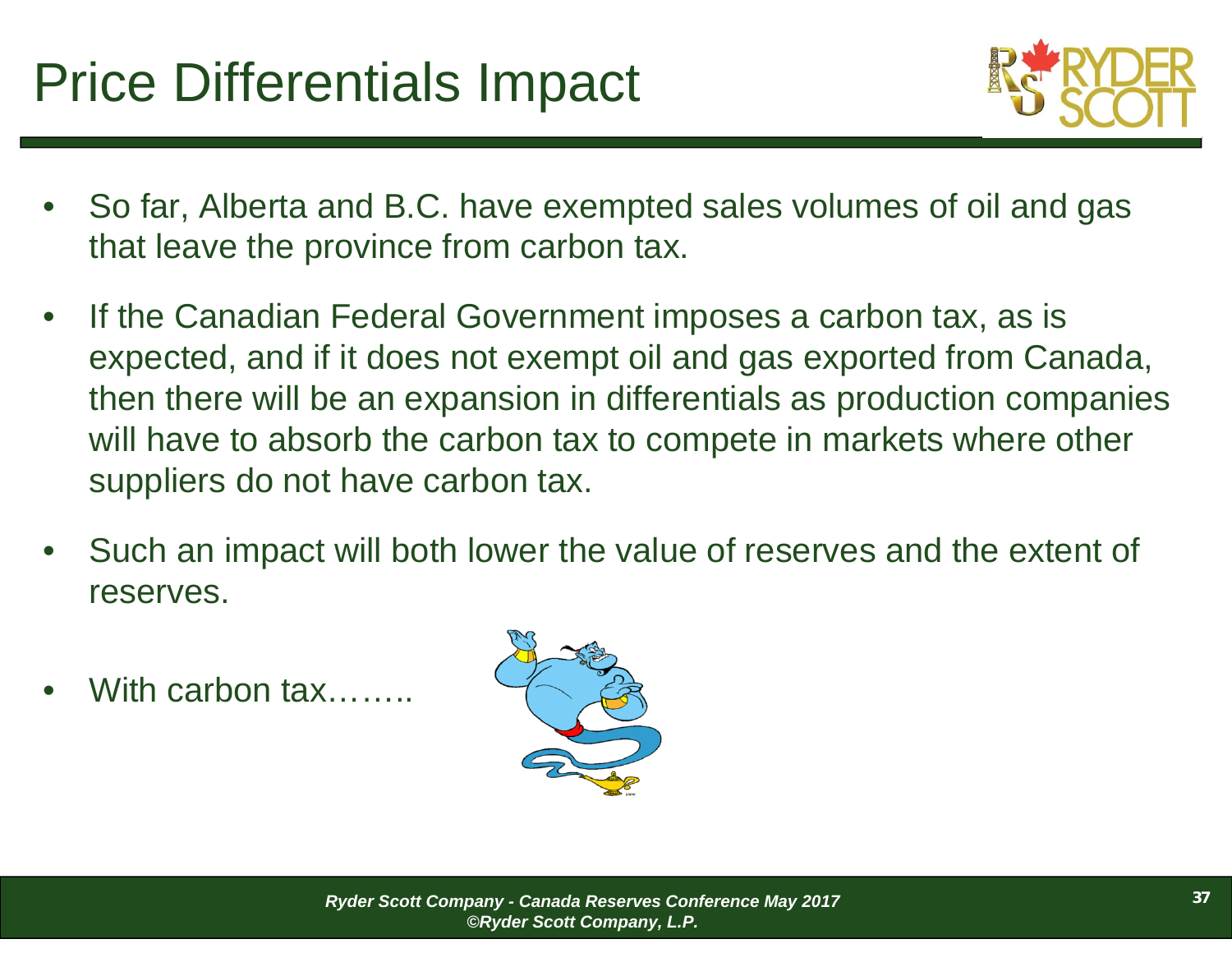# Price Differentials Impact

- So far, Alberta and B.C. have exempted sales volumes of oil and gas that leave the province from carbon tax.
- If the Canadian Federal Government imposes a carbon tax, as is expected, and if it does not exempt oil and gas exported from Canada, then there will be an expansion in differentials as production companies will have to absorb the carbon tax to compete in markets where other suppliers do not have carbon tax.
- Such an impact will both lower the value of reserves and the extent of reserves.
- With carbon tax……..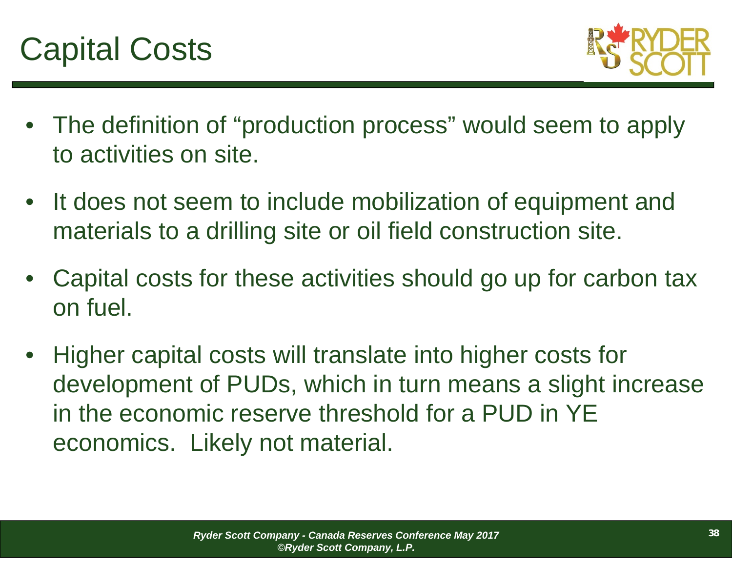# Capital Costs

- The definition of “production process” would seem to apply to activities on site.
- It does not seem to include mobilization of equipment and materials to a drilling site or oil field construction site.
- Capital costs for these activities should go up for carbon tax on fuel.
- Higher capital costs will translate into higher costs for development of PUDs, which in turn means a slight increase in the economic reserve threshold for a PUD in YE economics. Likely not material.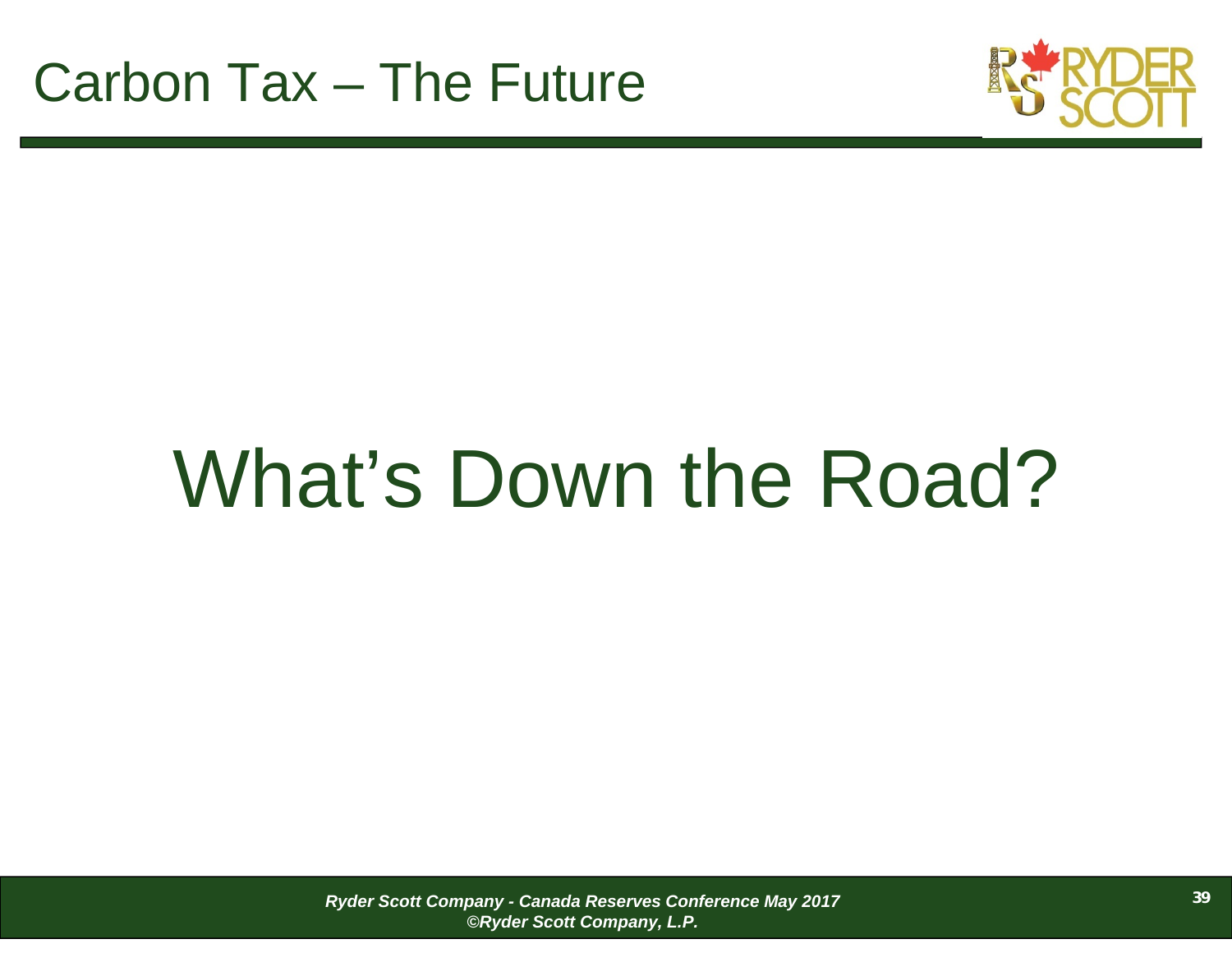# Carbon Tax – The Future

## What's Down the Road?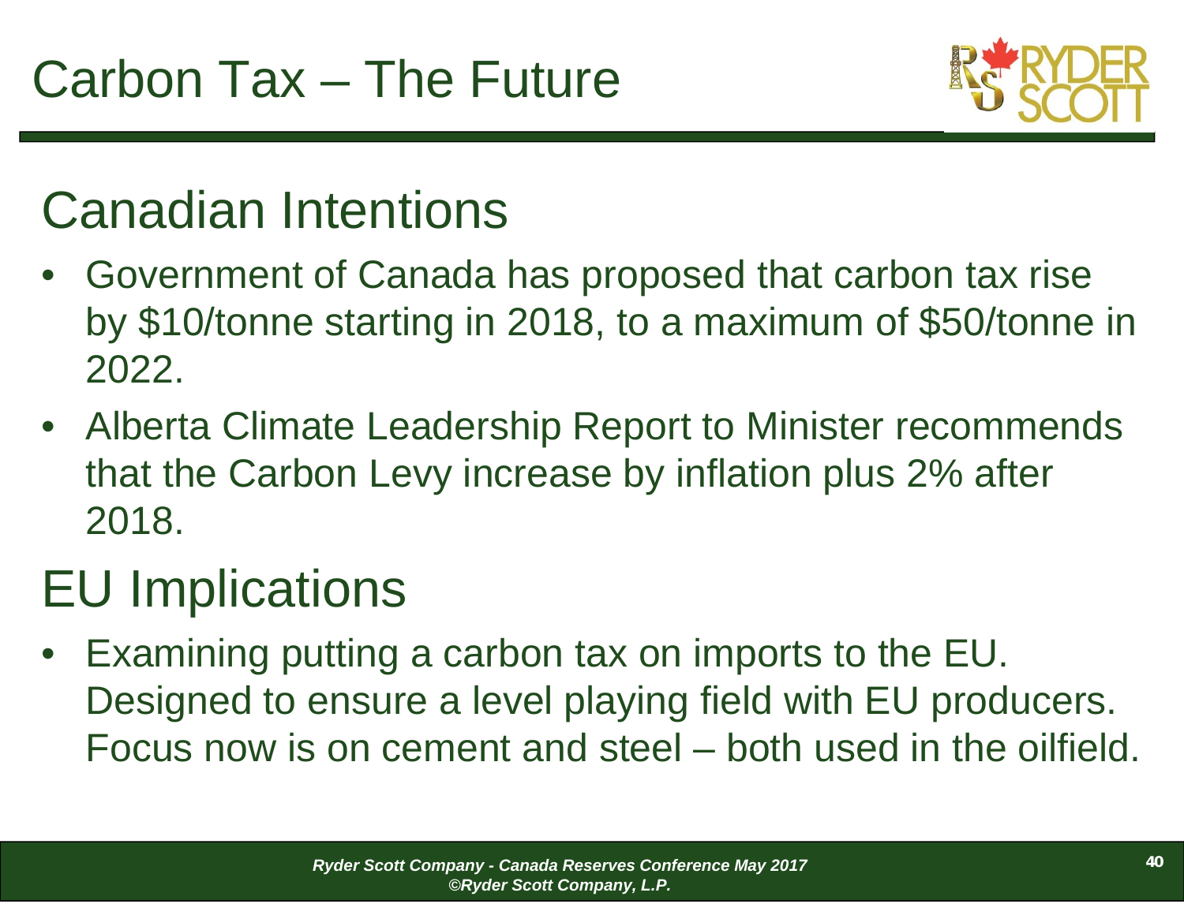# Carbon Tax – The Future

## Canadian Intentions

- Government of Canada has proposed that carbon tax rise by $10/tonne starting in 2018, to a maximum of $50/tonne in 2022.
- Alberta Climate Leadership Report to Minister recommends that the Carbon Levy increase by inflation plus 2% after 2018.

## EU Implications

- Examining putting a carbon tax on imports to the EU. Designed to ensure a level playing field with EU producers. Focus now is on cement and steel – both used in the oilfield.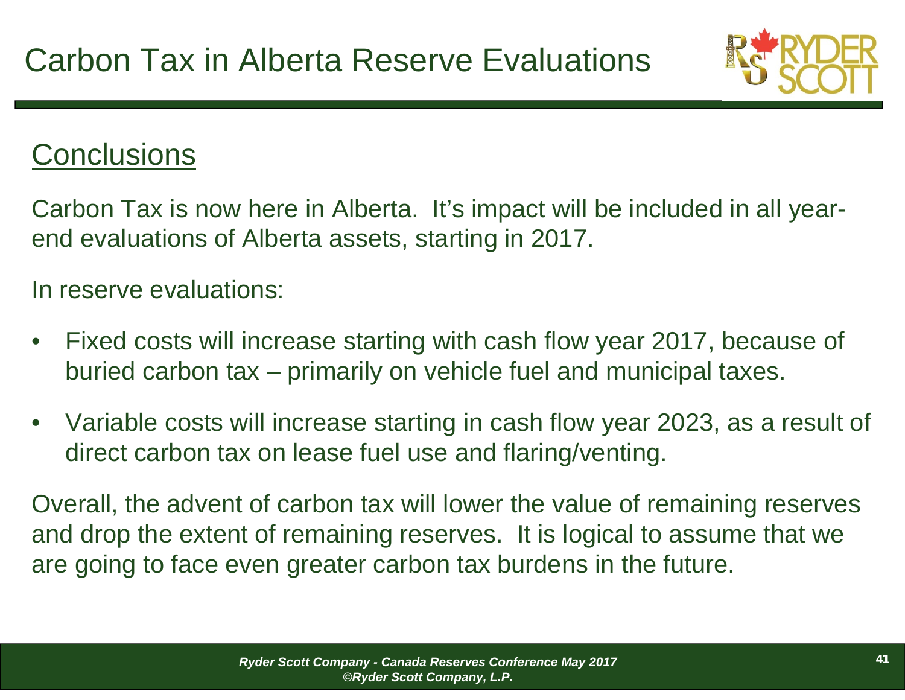# Carbon Tax in Alberta Reserve Evaluations

## Conclusions

Carbon Tax is now here in Alberta. It's impact will be included in all year-end evaluations of Alberta assets, starting in 2017.

In reserve evaluations:

- Fixed costs will increase starting with cash flow year 2017, because of buried carbon tax – primarily on vehicle fuel and municipal taxes.
- Variable costs will increase starting in cash flow year 2023, as a result of direct carbon tax on lease fuel use and flaring/venting.

Overall, the advent of carbon tax will lower the value of remaining reserves and drop the extent of remaining reserves. It is logical to assume that we are going to face even greater carbon tax burdens in the future.